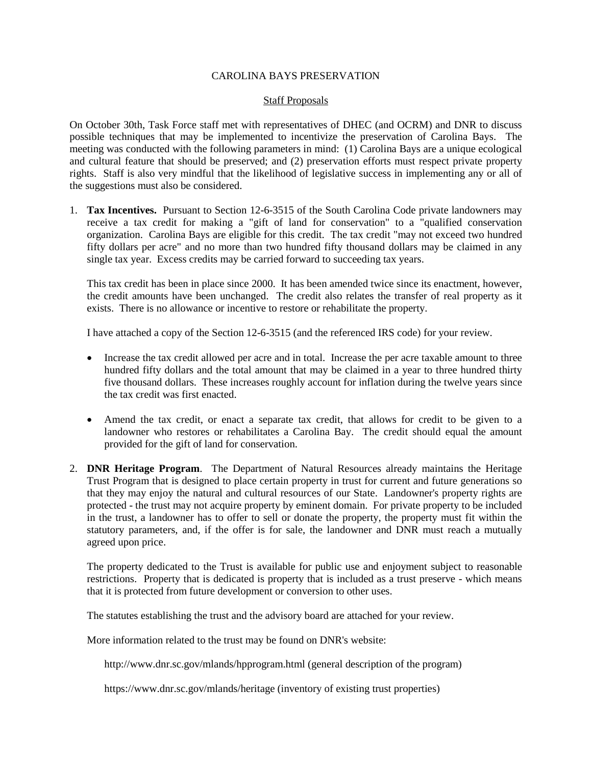CAROLINA BAYS PRESERVATION

Staff Proposals

On October 30th, Task Force staff met with representatives of DHEC (and OCRM) and DNR to discuss possible techniques that may be implemented to incentivize the preservation of Carolina Bays. The meeting was conducted with the following parameters in mind: (1) Carolina Bays are a unique ecological and cultural feature that should be preserved; and (2) preservation efforts must respect private property rights. Staff is also very mindful that the likelihood of legislative success in implementing any or all of the suggestions must also be considered.

1. **Tax Incentives.** Pursuant to Section 12-6-3515 of the South Carolina Code private landowners may receive a tax credit for making a "gift of land for conservation" to a "qualified conservation organization. Carolina Bays are eligible for this credit. The tax credit "may not exceed two hundred fifty dollars per acre" and no more than two hundred fifty thousand dollars may be claimed in any single tax year. Excess credits may be carried forward to succeeding tax years.

   This tax credit has been in place since 2000. It has been amended twice since its enactment, however, the credit amounts have been unchanged. The credit also relates the transfer of real property as it exists. There is no allowance or incentive to restore or rehabilitate the property.

   I have attached a copy of the Section 12-6-3515 (and the referenced IRS code) for your review.

   - Increase the tax credit allowed per acre and in total. Increase the per acre taxable amount to three hundred fifty dollars and the total amount that may be claimed in a year to three hundred thirty five thousand dollars. These increases roughly account for inflation during the twelve years since the tax credit was first enacted.

   - Amend the tax credit, or enact a separate tax credit, that allows for credit to be given to a landowner who restores or rehabilitates a Carolina Bay. The credit should equal the amount provided for the gift of land for conservation.

2. **DNR Heritage Program**. The Department of Natural Resources already maintains the Heritage Trust Program that is designed to place certain property in trust for current and future generations so that they may enjoy the natural and cultural resources of our State. Landowner's property rights are protected - the trust may not acquire property by eminent domain. For private property to be included in the trust, a landowner has to offer to sell or donate the property, the property must fit within the statutory parameters, and, if the offer is for sale, the landowner and DNR must reach a mutually agreed upon price.

   The property dedicated to the Trust is available for public use and enjoyment subject to reasonable restrictions. Property that is dedicated is property that is included as a trust preserve - which means that it is protected from future development or conversion to other uses.

   The statutes establishing the trust and the advisory board are attached for your review.

   More information related to the trust may be found on DNR's website:

   http://www.dnr.sc.gov/mlands/hpprogram.html (general description of the program)

   https://www.dnr.sc.gov/mlands/heritage (inventory of existing trust properties)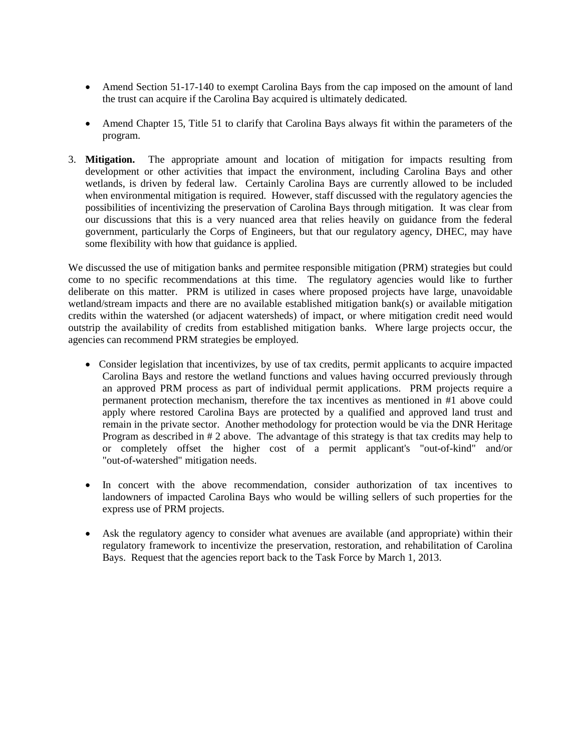- Amend Section 51-17-140 to exempt Carolina Bays from the cap imposed on the amount of land the trust can acquire if the Carolina Bay acquired is ultimately dedicated.

- Amend Chapter 15, Title 51 to clarify that Carolina Bays always fit within the parameters of the program.

3. **Mitigation.** The appropriate amount and location of mitigation for impacts resulting from development or other activities that impact the environment, including Carolina Bays and other wetlands, is driven by federal law. Certainly Carolina Bays are currently allowed to be included when environmental mitigation is required. However, staff discussed with the regulatory agencies the possibilities of incentivizing the preservation of Carolina Bays through mitigation. It was clear from our discussions that this is a very nuanced area that relies heavily on guidance from the federal government, particularly the Corps of Engineers, but that our regulatory agency, DHEC, may have some flexibility with how that guidance is applied.

We discussed the use of mitigation banks and permitee responsible mitigation (PRM) strategies but could come to no specific recommendations at this time. The regulatory agencies would like to further deliberate on this matter. PRM is utilized in cases where proposed projects have large, unavoidable wetland/stream impacts and there are no available established mitigation bank(s) or available mitigation credits within the watershed (or adjacent watersheds) of impact, or where mitigation credit need would outstrip the availability of credits from established mitigation banks. Where large projects occur, the agencies can recommend PRM strategies be employed.

- Consider legislation that incentivizes, by use of tax credits, permit applicants to acquire impacted Carolina Bays and restore the wetland functions and values having occurred previously through an approved PRM process as part of individual permit applications. PRM projects require a permanent protection mechanism, therefore the tax incentives as mentioned in #1 above could apply where restored Carolina Bays are protected by a qualified and approved land trust and remain in the private sector. Another methodology for protection would be via the DNR Heritage Program as described in # 2 above. The advantage of this strategy is that tax credits may help to or completely offset the higher cost of a permit applicant's "out-of-kind" and/or "out-of-watershed" mitigation needs.

- In concert with the above recommendation, consider authorization of tax incentives to landowners of impacted Carolina Bays who would be willing sellers of such properties for the express use of PRM projects.

- Ask the regulatory agency to consider what avenues are available (and appropriate) within their regulatory framework to incentivize the preservation, restoration, and rehabilitation of Carolina Bays. Request that the agencies report back to the Task Force by March 1, 2013.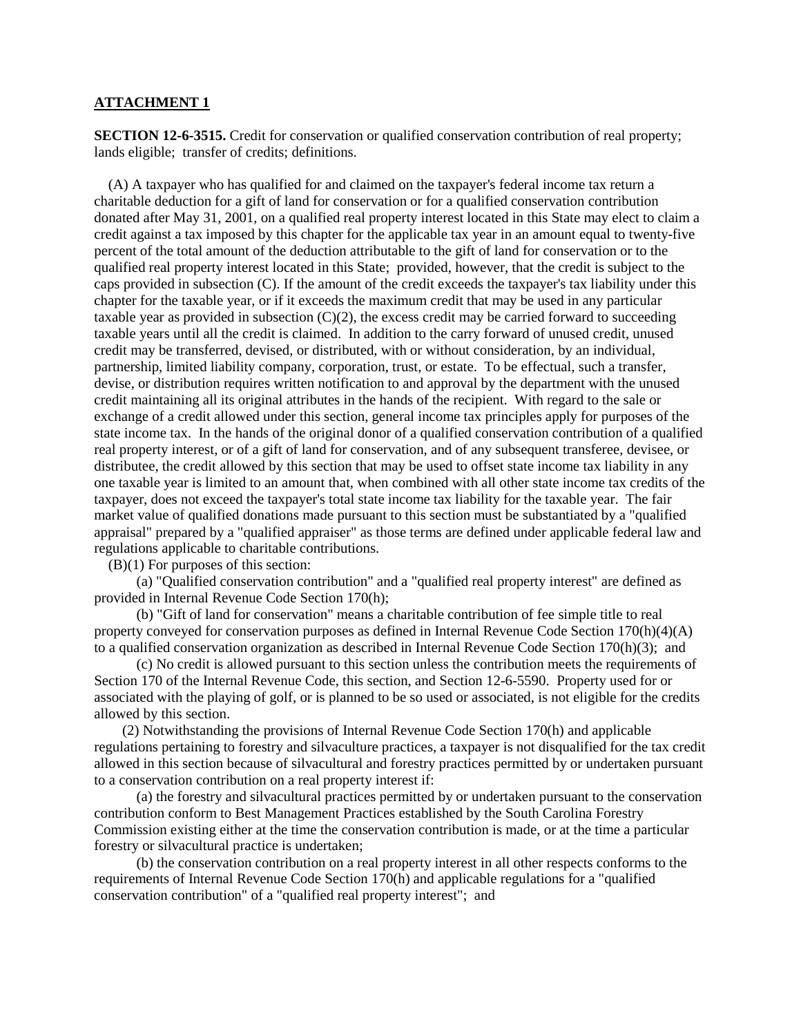**ATTACHMENT 1**

**SECTION 12-6-3515.** Credit for conservation or qualified conservation contribution of real property; lands eligible; transfer of credits; definitions.

(A) A taxpayer who has qualified for and claimed on the taxpayer's federal income tax return a charitable deduction for a gift of land for conservation or for a qualified conservation contribution donated after May 31, 2001, on a qualified real property interest located in this State may elect to claim a credit against a tax imposed by this chapter for the applicable tax year in an amount equal to twenty-five percent of the total amount of the deduction attributable to the gift of land for conservation or to the qualified real property interest located in this State; provided, however, that the credit is subject to the caps provided in subsection (C). If the amount of the credit exceeds the taxpayer's tax liability under this chapter for the taxable year, or if it exceeds the maximum credit that may be used in any particular taxable year as provided in subsection (C)(2), the excess credit may be carried forward to succeeding taxable years until all the credit is claimed. In addition to the carry forward of unused credit, unused credit may be transferred, devised, or distributed, with or without consideration, by an individual, partnership, limited liability company, corporation, trust, or estate. To be effectual, such a transfer, devise, or distribution requires written notification to and approval by the department with the unused credit maintaining all its original attributes in the hands of the recipient. With regard to the sale or exchange of a credit allowed under this section, general income tax principles apply for purposes of the state income tax. In the hands of the original donor of a qualified conservation contribution of a qualified real property interest, or of a gift of land for conservation, and of any subsequent transferee, devisee, or distributee, the credit allowed by this section that may be used to offset state income tax liability in any one taxable year is limited to an amount that, when combined with all other state income tax credits of the taxpayer, does not exceed the taxpayer's total state income tax liability for the taxable year. The fair market value of qualified donations made pursuant to this section must be substantiated by a "qualified appraisal" prepared by a "qualified appraiser" as those terms are defined under applicable federal law and regulations applicable to charitable contributions.

(B)(1) For purposes of this section:

(a) "Qualified conservation contribution" and a "qualified real property interest" are defined as provided in Internal Revenue Code Section 170(h);

(b) "Gift of land for conservation" means a charitable contribution of fee simple title to real property conveyed for conservation purposes as defined in Internal Revenue Code Section 170(h)(4)(A) to a qualified conservation organization as described in Internal Revenue Code Section 170(h)(3); and

(c) No credit is allowed pursuant to this section unless the contribution meets the requirements of Section 170 of the Internal Revenue Code, this section, and Section 12-6-5590. Property used for or associated with the playing of golf, or is planned to be so used or associated, is not eligible for the credits allowed by this section.

(2) Notwithstanding the provisions of Internal Revenue Code Section 170(h) and applicable regulations pertaining to forestry and silvaculture practices, a taxpayer is not disqualified for the tax credit allowed in this section because of silvacultural and forestry practices permitted by or undertaken pursuant to a conservation contribution on a real property interest if:

(a) the forestry and silvacultural practices permitted by or undertaken pursuant to the conservation contribution conform to Best Management Practices established by the South Carolina Forestry Commission existing either at the time the conservation contribution is made, or at the time a particular forestry or silvacultural practice is undertaken;

(b) the conservation contribution on a real property interest in all other respects conforms to the requirements of Internal Revenue Code Section 170(h) and applicable regulations for a "qualified conservation contribution" of a "qualified real property interest"; and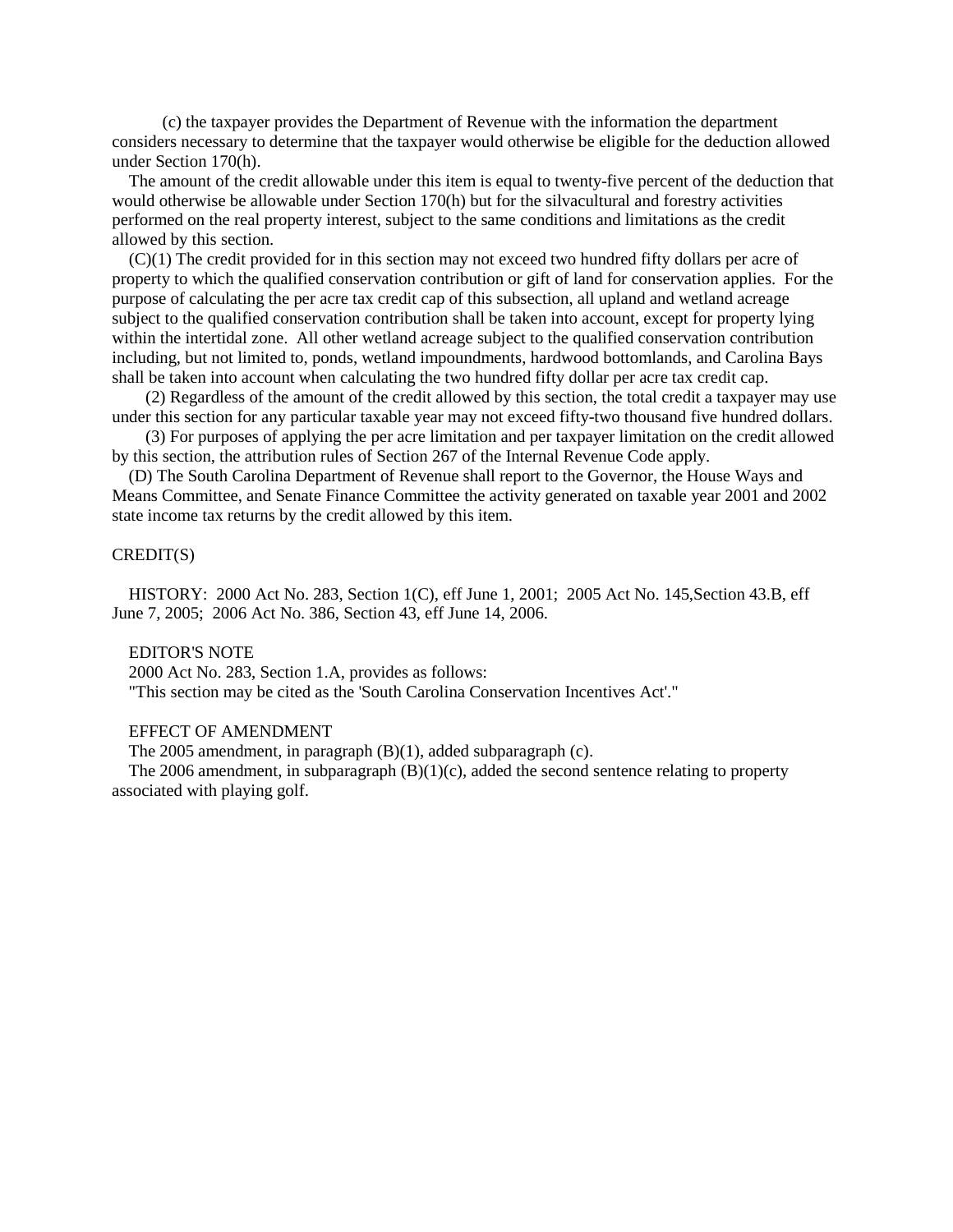(c) the taxpayer provides the Department of Revenue with the information the department considers necessary to determine that the taxpayer would otherwise be eligible for the deduction allowed under Section 170(h).

The amount of the credit allowable under this item is equal to twenty-five percent of the deduction that would otherwise be allowable under Section 170(h) but for the silvacultural and forestry activities performed on the real property interest, subject to the same conditions and limitations as the credit allowed by this section.

(C)(1) The credit provided for in this section may not exceed two hundred fifty dollars per acre of property to which the qualified conservation contribution or gift of land for conservation applies. For the purpose of calculating the per acre tax credit cap of this subsection, all upland and wetland acreage subject to the qualified conservation contribution shall be taken into account, except for property lying within the intertidal zone. All other wetland acreage subject to the qualified conservation contribution including, but not limited to, ponds, wetland impoundments, hardwood bottomlands, and Carolina Bays shall be taken into account when calculating the two hundred fifty dollar per acre tax credit cap.

(2) Regardless of the amount of the credit allowed by this section, the total credit a taxpayer may use under this section for any particular taxable year may not exceed fifty-two thousand five hundred dollars.

(3) For purposes of applying the per acre limitation and per taxpayer limitation on the credit allowed by this section, the attribution rules of Section 267 of the Internal Revenue Code apply.

(D) The South Carolina Department of Revenue shall report to the Governor, the House Ways and Means Committee, and Senate Finance Committee the activity generated on taxable year 2001 and 2002 state income tax returns by the credit allowed by this item.

CREDIT(S)

HISTORY: 2000 Act No. 283, Section 1(C), eff June 1, 2001; 2005 Act No. 145,Section 43.B, eff June 7, 2005; 2006 Act No. 386, Section 43, eff June 14, 2006.

EDITOR'S NOTE

2000 Act No. 283, Section 1.A, provides as follows:

"This section may be cited as the 'South Carolina Conservation Incentives Act'."

EFFECT OF AMENDMENT

The 2005 amendment, in paragraph (B)(1), added subparagraph (c).

The 2006 amendment, in subparagraph (B)(1)(c), added the second sentence relating to property associated with playing golf.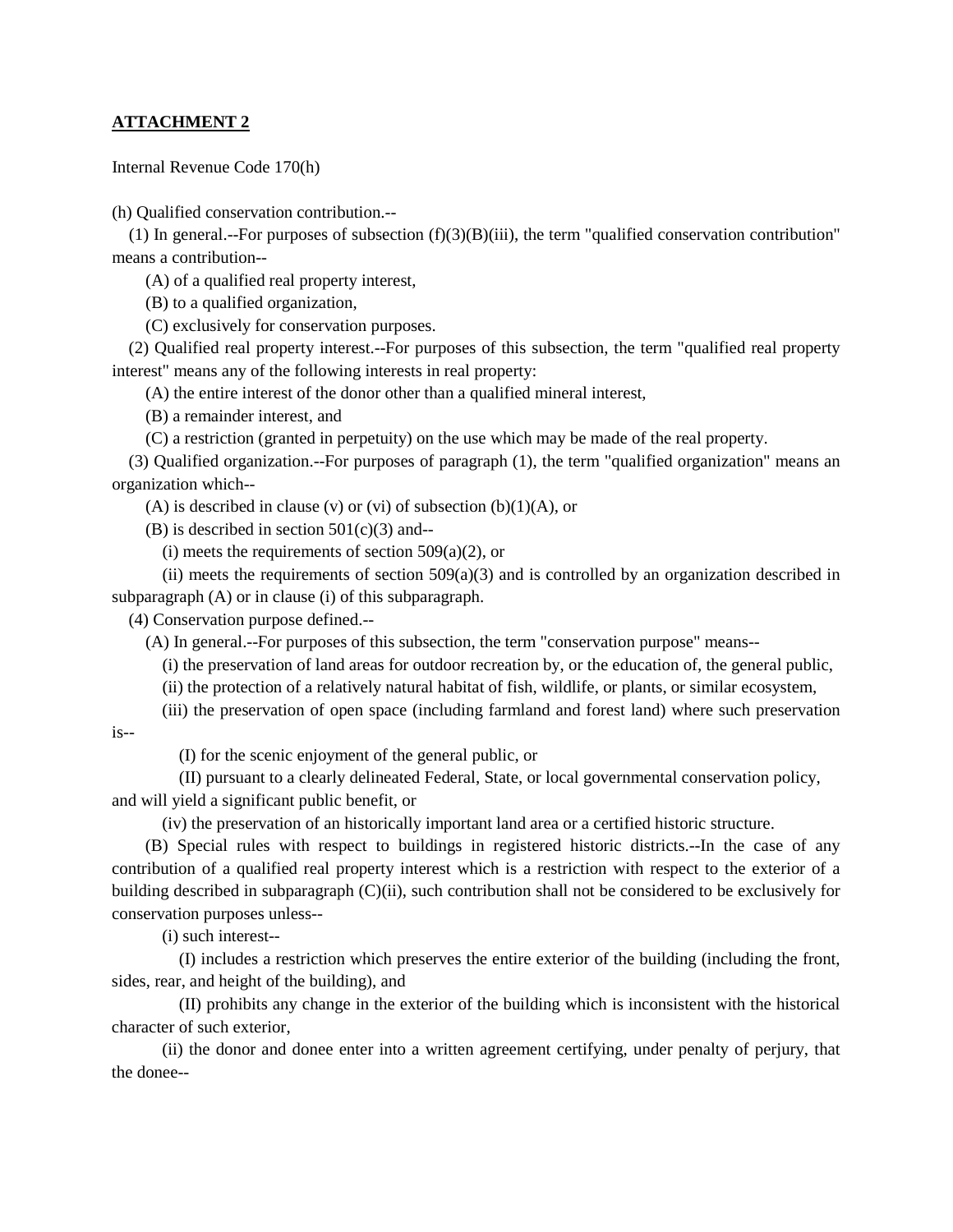**ATTACHMENT 2**

Internal Revenue Code 170(h)

(h) Qualified conservation contribution.--

(1) In general.--For purposes of subsection (f)(3)(B)(iii), the term "qualified conservation contribution" means a contribution--

(A) of a qualified real property interest,

(B) to a qualified organization,

(C) exclusively for conservation purposes.

(2) Qualified real property interest.--For purposes of this subsection, the term "qualified real property interest" means any of the following interests in real property:

(A) the entire interest of the donor other than a qualified mineral interest,

(B) a remainder interest, and

(C) a restriction (granted in perpetuity) on the use which may be made of the real property.

(3) Qualified organization.--For purposes of paragraph (1), the term "qualified organization" means an organization which--

(A) is described in clause (v) or (vi) of subsection (b)(1)(A), or

(B) is described in section 501(c)(3) and--

(i) meets the requirements of section 509(a)(2), or

(ii) meets the requirements of section 509(a)(3) and is controlled by an organization described in subparagraph (A) or in clause (i) of this subparagraph.

(4) Conservation purpose defined.--

(A) In general.--For purposes of this subsection, the term "conservation purpose" means--

(i) the preservation of land areas for outdoor recreation by, or the education of, the general public,

(ii) the protection of a relatively natural habitat of fish, wildlife, or plants, or similar ecosystem,

(iii) the preservation of open space (including farmland and forest land) where such preservation is--

(I) for the scenic enjoyment of the general public, or

(II) pursuant to a clearly delineated Federal, State, or local governmental conservation policy,

and will yield a significant public benefit, or

(iv) the preservation of an historically important land area or a certified historic structure.

(B) Special rules with respect to buildings in registered historic districts.--In the case of any contribution of a qualified real property interest which is a restriction with respect to the exterior of a building described in subparagraph (C)(ii), such contribution shall not be considered to be exclusively for conservation purposes unless--

(i) such interest--

(I) includes a restriction which preserves the entire exterior of the building (including the front, sides, rear, and height of the building), and

(II) prohibits any change in the exterior of the building which is inconsistent with the historical character of such exterior,

(ii) the donor and donee enter into a written agreement certifying, under penalty of perjury, that the donee--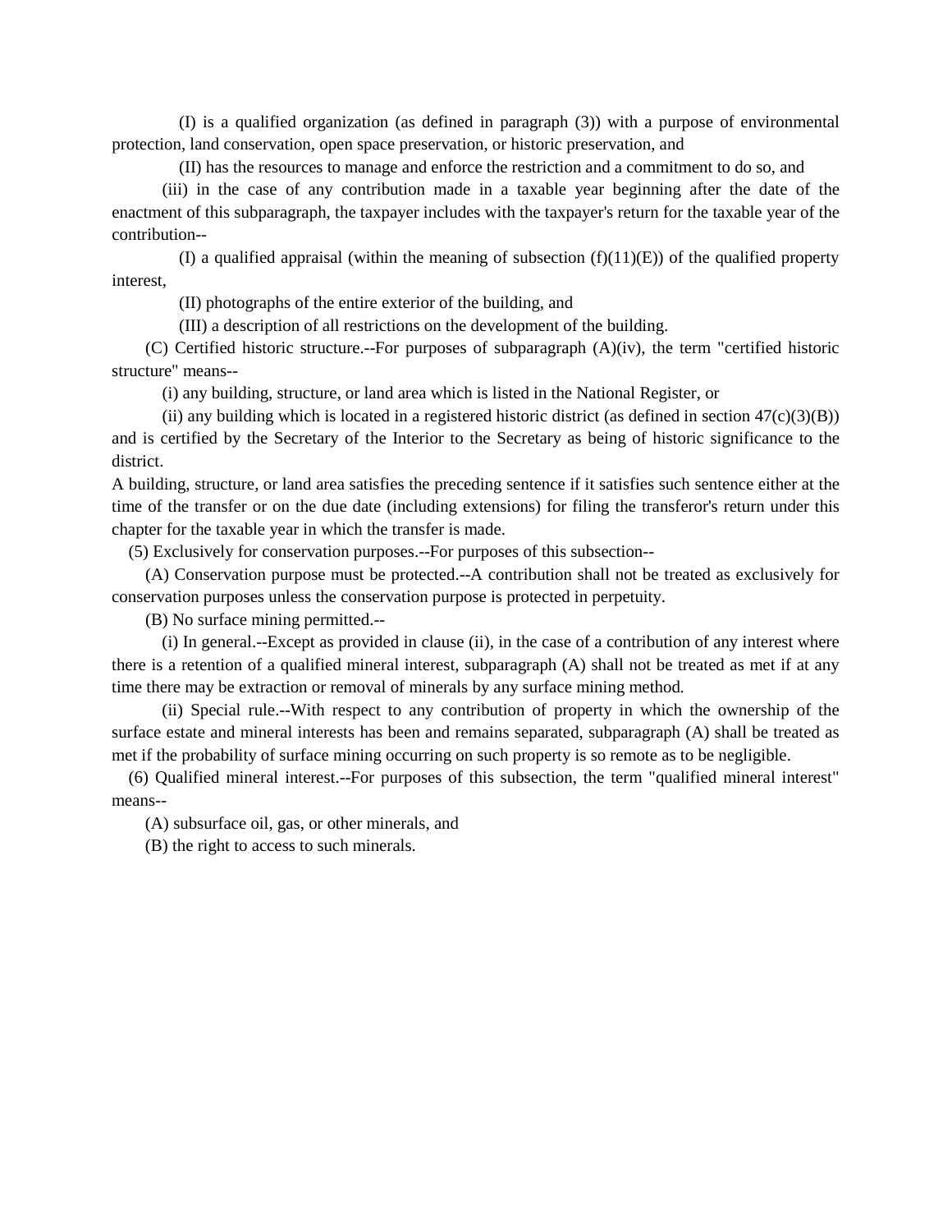(I) is a qualified organization (as defined in paragraph (3)) with a purpose of environmental protection, land conservation, open space preservation, or historic preservation, and

(II) has the resources to manage and enforce the restriction and a commitment to do so, and

(iii) in the case of any contribution made in a taxable year beginning after the date of the enactment of this subparagraph, the taxpayer includes with the taxpayer's return for the taxable year of the contribution--

(I) a qualified appraisal (within the meaning of subsection (f)(11)(E)) of the qualified property interest,

(II) photographs of the entire exterior of the building, and

(III) a description of all restrictions on the development of the building.

(C) Certified historic structure.--For purposes of subparagraph (A)(iv), the term "certified historic structure" means--

(i) any building, structure, or land area which is listed in the National Register, or

(ii) any building which is located in a registered historic district (as defined in section 47(c)(3)(B)) and is certified by the Secretary of the Interior to the Secretary as being of historic significance to the district.

A building, structure, or land area satisfies the preceding sentence if it satisfies such sentence either at the time of the transfer or on the due date (including extensions) for filing the transferor's return under this chapter for the taxable year in which the transfer is made.

(5) Exclusively for conservation purposes.--For purposes of this subsection--

(A) Conservation purpose must be protected.--A contribution shall not be treated as exclusively for conservation purposes unless the conservation purpose is protected in perpetuity.

(B) No surface mining permitted.--

(i) In general.--Except as provided in clause (ii), in the case of a contribution of any interest where there is a retention of a qualified mineral interest, subparagraph (A) shall not be treated as met if at any time there may be extraction or removal of minerals by any surface mining method.

(ii) Special rule.--With respect to any contribution of property in which the ownership of the surface estate and mineral interests has been and remains separated, subparagraph (A) shall be treated as met if the probability of surface mining occurring on such property is so remote as to be negligible.

(6) Qualified mineral interest.--For purposes of this subsection, the term "qualified mineral interest" means--

(A) subsurface oil, gas, or other minerals, and

(B) the right to access to such minerals.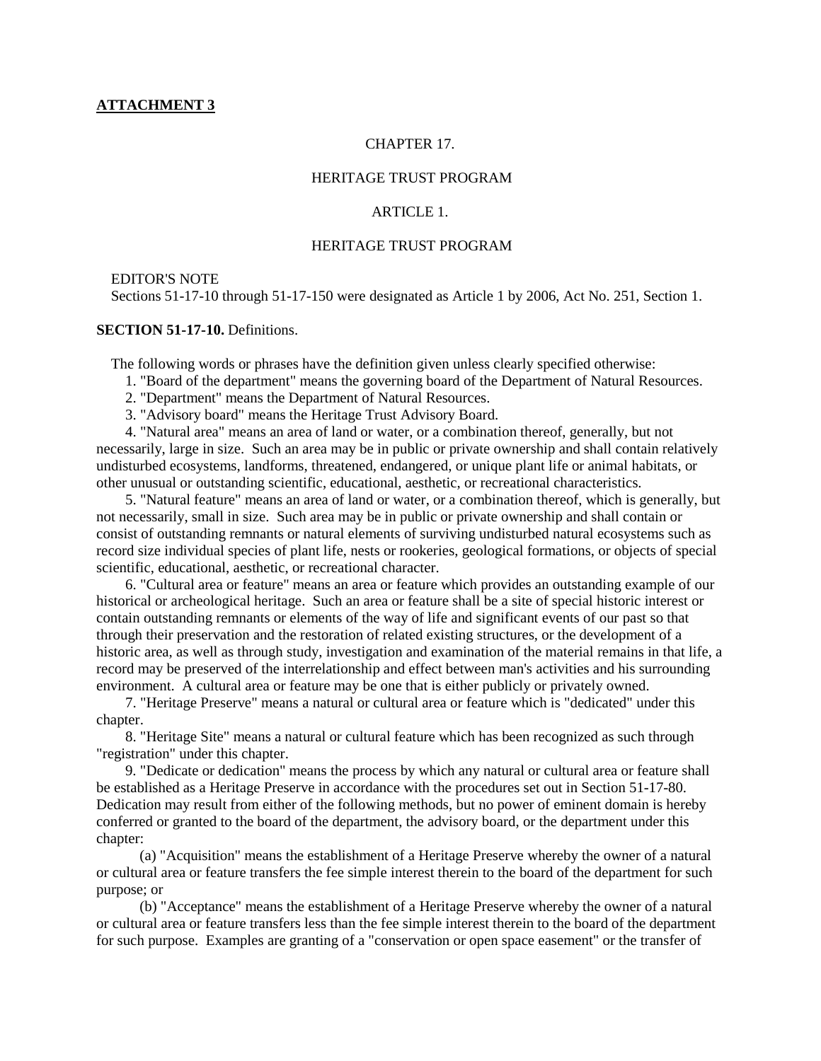**ATTACHMENT 3**

CHAPTER 17.

HERITAGE TRUST PROGRAM

ARTICLE 1.

HERITAGE TRUST PROGRAM

EDITOR'S NOTE

Sections 51-17-10 through 51-17-150 were designated as Article 1 by 2006, Act No. 251, Section 1.

**SECTION 51-17-10.** Definitions.

The following words or phrases have the definition given unless clearly specified otherwise:

1. "Board of the department" means the governing board of the Department of Natural Resources.

2. "Department" means the Department of Natural Resources.

3. "Advisory board" means the Heritage Trust Advisory Board.

4. "Natural area" means an area of land or water, or a combination thereof, generally, but not necessarily, large in size. Such an area may be in public or private ownership and shall contain relatively undisturbed ecosystems, landforms, threatened, endangered, or unique plant life or animal habitats, or other unusual or outstanding scientific, educational, aesthetic, or recreational characteristics.

5. "Natural feature" means an area of land or water, or a combination thereof, which is generally, but not necessarily, small in size. Such area may be in public or private ownership and shall contain or consist of outstanding remnants or natural elements of surviving undisturbed natural ecosystems such as record size individual species of plant life, nests or rookeries, geological formations, or objects of special scientific, educational, aesthetic, or recreational character.

6. "Cultural area or feature" means an area or feature which provides an outstanding example of our historical or archeological heritage. Such an area or feature shall be a site of special historic interest or contain outstanding remnants or elements of the way of life and significant events of our past so that through their preservation and the restoration of related existing structures, or the development of a historic area, as well as through study, investigation and examination of the material remains in that life, a record may be preserved of the interrelationship and effect between man's activities and his surrounding environment. A cultural area or feature may be one that is either publicly or privately owned.

7. "Heritage Preserve" means a natural or cultural area or feature which is "dedicated" under this chapter.

8. "Heritage Site" means a natural or cultural feature which has been recognized as such through "registration" under this chapter.

9. "Dedicate or dedication" means the process by which any natural or cultural area or feature shall be established as a Heritage Preserve in accordance with the procedures set out in Section 51-17-80. Dedication may result from either of the following methods, but no power of eminent domain is hereby conferred or granted to the board of the department, the advisory board, or the department under this chapter:

(a) "Acquisition" means the establishment of a Heritage Preserve whereby the owner of a natural or cultural area or feature transfers the fee simple interest therein to the board of the department for such purpose; or

(b) "Acceptance" means the establishment of a Heritage Preserve whereby the owner of a natural or cultural area or feature transfers less than the fee simple interest therein to the board of the department for such purpose. Examples are granting of a "conservation or open space easement" or the transfer of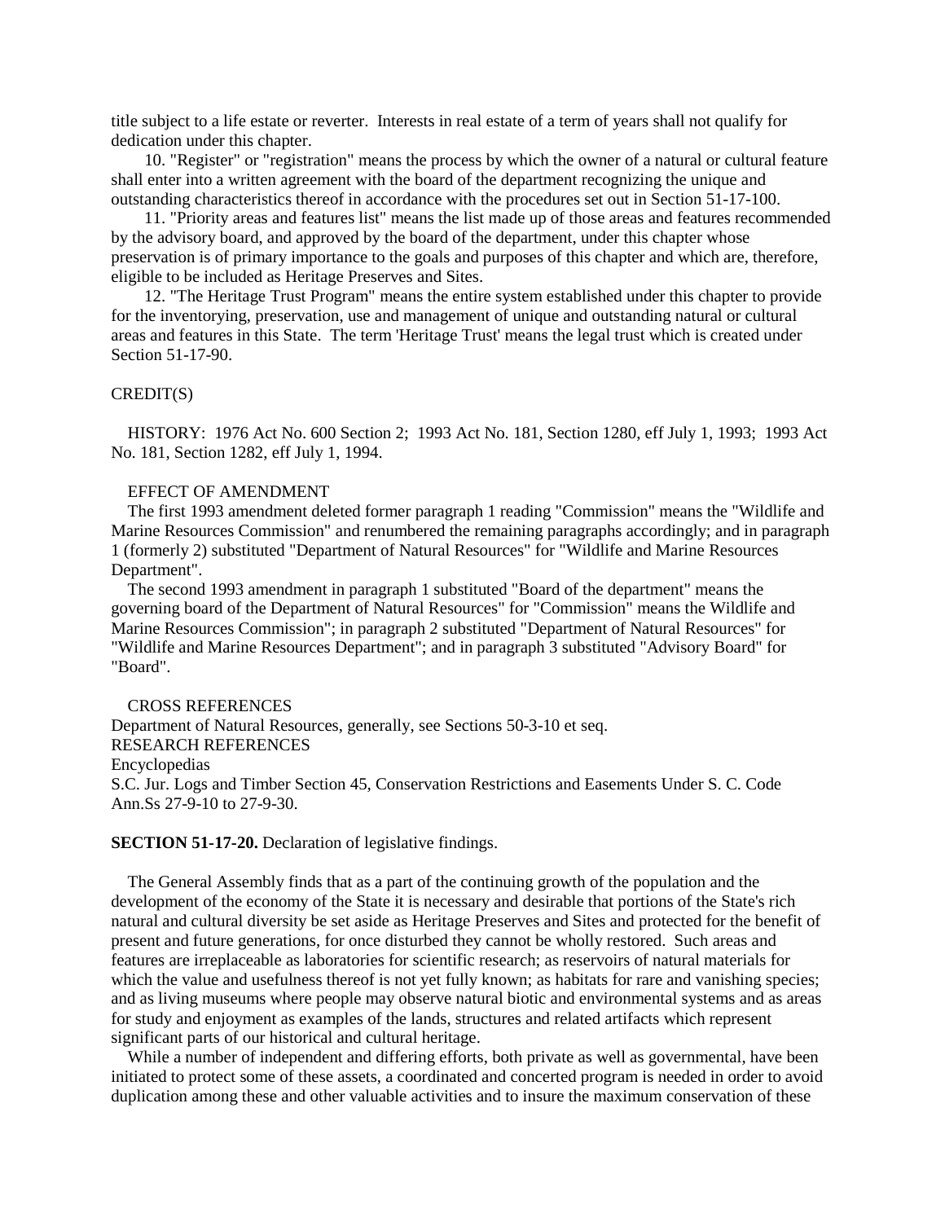title subject to a life estate or reverter. Interests in real estate of a term of years shall not qualify for dedication under this chapter.

10. "Register" or "registration" means the process by which the owner of a natural or cultural feature shall enter into a written agreement with the board of the department recognizing the unique and outstanding characteristics thereof in accordance with the procedures set out in Section 51-17-100.

11. "Priority areas and features list" means the list made up of those areas and features recommended by the advisory board, and approved by the board of the department, under this chapter whose preservation is of primary importance to the goals and purposes of this chapter and which are, therefore, eligible to be included as Heritage Preserves and Sites.

12. "The Heritage Trust Program" means the entire system established under this chapter to provide for the inventorying, preservation, use and management of unique and outstanding natural or cultural areas and features in this State. The term 'Heritage Trust' means the legal trust which is created under Section 51-17-90.

CREDIT(S)

HISTORY: 1976 Act No. 600 Section 2; 1993 Act No. 181, Section 1280, eff July 1, 1993; 1993 Act No. 181, Section 1282, eff July 1, 1994.

EFFECT OF AMENDMENT

The first 1993 amendment deleted former paragraph 1 reading "Commission" means the "Wildlife and Marine Resources Commission" and renumbered the remaining paragraphs accordingly; and in paragraph 1 (formerly 2) substituted "Department of Natural Resources" for "Wildlife and Marine Resources Department".

The second 1993 amendment in paragraph 1 substituted "Board of the department" means the governing board of the Department of Natural Resources" for "Commission" means the Wildlife and Marine Resources Commission"; in paragraph 2 substituted "Department of Natural Resources" for "Wildlife and Marine Resources Department"; and in paragraph 3 substituted "Advisory Board" for "Board".

CROSS REFERENCES

Department of Natural Resources, generally, see Sections 50-3-10 et seq.

RESEARCH REFERENCES

Encyclopedias

S.C. Jur. Logs and Timber Section 45, Conservation Restrictions and Easements Under S. C. Code Ann.Ss 27-9-10 to 27-9-30.

**SECTION 51-17-20.** Declaration of legislative findings.

The General Assembly finds that as a part of the continuing growth of the population and the development of the economy of the State it is necessary and desirable that portions of the State's rich natural and cultural diversity be set aside as Heritage Preserves and Sites and protected for the benefit of present and future generations, for once disturbed they cannot be wholly restored. Such areas and features are irreplaceable as laboratories for scientific research; as reservoirs of natural materials for which the value and usefulness thereof is not yet fully known; as habitats for rare and vanishing species; and as living museums where people may observe natural biotic and environmental systems and as areas for study and enjoyment as examples of the lands, structures and related artifacts which represent significant parts of our historical and cultural heritage.

While a number of independent and differing efforts, both private as well as governmental, have been initiated to protect some of these assets, a coordinated and concerted program is needed in order to avoid duplication among these and other valuable activities and to insure the maximum conservation of these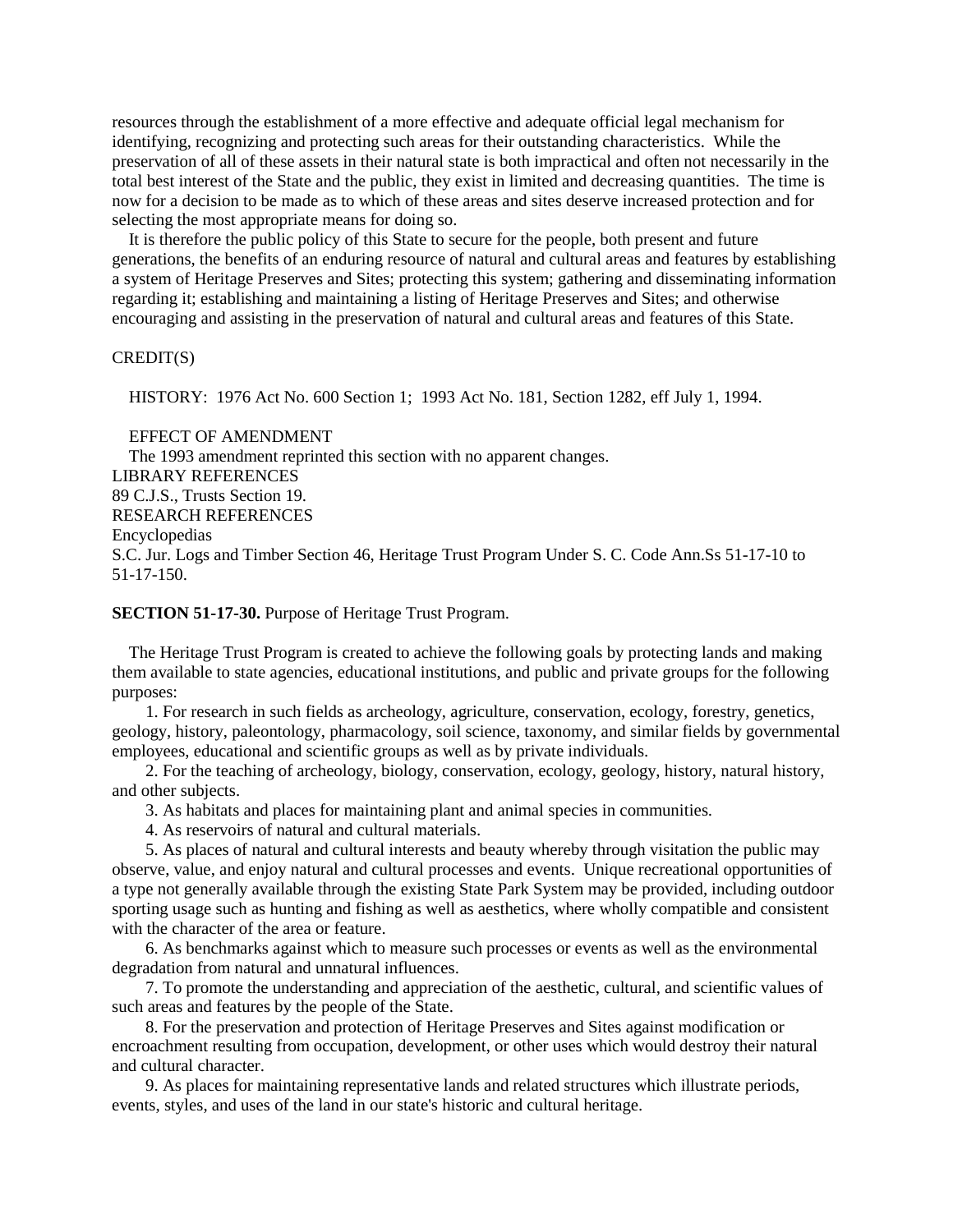resources through the establishment of a more effective and adequate official legal mechanism for identifying, recognizing and protecting such areas for their outstanding characteristics. While the preservation of all of these assets in their natural state is both impractical and often not necessarily in the total best interest of the State and the public, they exist in limited and decreasing quantities. The time is now for a decision to be made as to which of these areas and sites deserve increased protection and for selecting the most appropriate means for doing so.

It is therefore the public policy of this State to secure for the people, both present and future generations, the benefits of an enduring resource of natural and cultural areas and features by establishing a system of Heritage Preserves and Sites; protecting this system; gathering and disseminating information regarding it; establishing and maintaining a listing of Heritage Preserves and Sites; and otherwise encouraging and assisting in the preservation of natural and cultural areas and features of this State.

CREDIT(S)

HISTORY: 1976 Act No. 600 Section 1; 1993 Act No. 181, Section 1282, eff July 1, 1994.

EFFECT OF AMENDMENT
The 1993 amendment reprinted this section with no apparent changes.
LIBRARY REFERENCES
89 C.J.S., Trusts Section 19.
RESEARCH REFERENCES
Encyclopedias
S.C. Jur. Logs and Timber Section 46, Heritage Trust Program Under S. C. Code Ann.Ss 51-17-10 to 51-17-150.

**SECTION 51-17-30.** Purpose of Heritage Trust Program.

The Heritage Trust Program is created to achieve the following goals by protecting lands and making them available to state agencies, educational institutions, and public and private groups for the following purposes:

1. For research in such fields as archeology, agriculture, conservation, ecology, forestry, genetics, geology, history, paleontology, pharmacology, soil science, taxonomy, and similar fields by governmental employees, educational and scientific groups as well as by private individuals.

2. For the teaching of archeology, biology, conservation, ecology, geology, history, natural history, and other subjects.

3. As habitats and places for maintaining plant and animal species in communities.

4. As reservoirs of natural and cultural materials.

5. As places of natural and cultural interests and beauty whereby through visitation the public may observe, value, and enjoy natural and cultural processes and events. Unique recreational opportunities of a type not generally available through the existing State Park System may be provided, including outdoor sporting usage such as hunting and fishing as well as aesthetics, where wholly compatible and consistent with the character of the area or feature.

6. As benchmarks against which to measure such processes or events as well as the environmental degradation from natural and unnatural influences.

7. To promote the understanding and appreciation of the aesthetic, cultural, and scientific values of such areas and features by the people of the State.

8. For the preservation and protection of Heritage Preserves and Sites against modification or encroachment resulting from occupation, development, or other uses which would destroy their natural and cultural character.

9. As places for maintaining representative lands and related structures which illustrate periods, events, styles, and uses of the land in our state's historic and cultural heritage.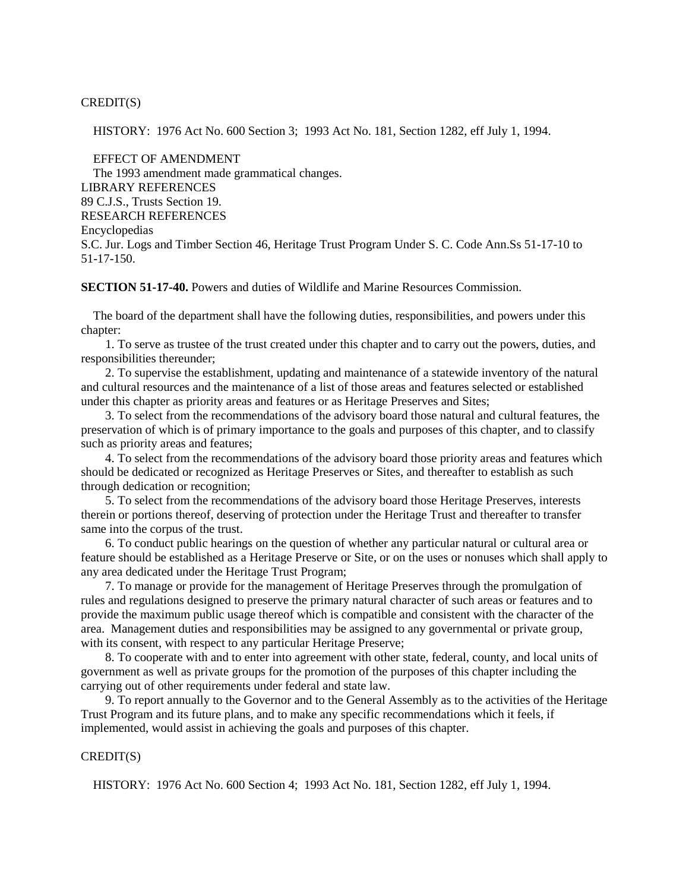CREDIT(S)

HISTORY: 1976 Act No. 600 Section 3; 1993 Act No. 181, Section 1282, eff July 1, 1994.

EFFECT OF AMENDMENT

The 1993 amendment made grammatical changes.

LIBRARY REFERENCES

89 C.J.S., Trusts Section 19.

RESEARCH REFERENCES

Encyclopedias

S.C. Jur. Logs and Timber Section 46, Heritage Trust Program Under S. C. Code Ann.Ss 51-17-10 to 51-17-150.

**SECTION 51-17-40.** Powers and duties of Wildlife and Marine Resources Commission.

The board of the department shall have the following duties, responsibilities, and powers under this chapter:

1. To serve as trustee of the trust created under this chapter and to carry out the powers, duties, and responsibilities thereunder;

2. To supervise the establishment, updating and maintenance of a statewide inventory of the natural and cultural resources and the maintenance of a list of those areas and features selected or established under this chapter as priority areas and features or as Heritage Preserves and Sites;

3. To select from the recommendations of the advisory board those natural and cultural features, the preservation of which is of primary importance to the goals and purposes of this chapter, and to classify such as priority areas and features;

4. To select from the recommendations of the advisory board those priority areas and features which should be dedicated or recognized as Heritage Preserves or Sites, and thereafter to establish as such through dedication or recognition;

5. To select from the recommendations of the advisory board those Heritage Preserves, interests therein or portions thereof, deserving of protection under the Heritage Trust and thereafter to transfer same into the corpus of the trust.

6. To conduct public hearings on the question of whether any particular natural or cultural area or feature should be established as a Heritage Preserve or Site, or on the uses or nonuses which shall apply to any area dedicated under the Heritage Trust Program;

7. To manage or provide for the management of Heritage Preserves through the promulgation of rules and regulations designed to preserve the primary natural character of such areas or features and to provide the maximum public usage thereof which is compatible and consistent with the character of the area. Management duties and responsibilities may be assigned to any governmental or private group, with its consent, with respect to any particular Heritage Preserve;

8. To cooperate with and to enter into agreement with other state, federal, county, and local units of government as well as private groups for the promotion of the purposes of this chapter including the carrying out of other requirements under federal and state law.

9. To report annually to the Governor and to the General Assembly as to the activities of the Heritage Trust Program and its future plans, and to make any specific recommendations which it feels, if implemented, would assist in achieving the goals and purposes of this chapter.

CREDIT(S)

HISTORY: 1976 Act No. 600 Section 4; 1993 Act No. 181, Section 1282, eff July 1, 1994.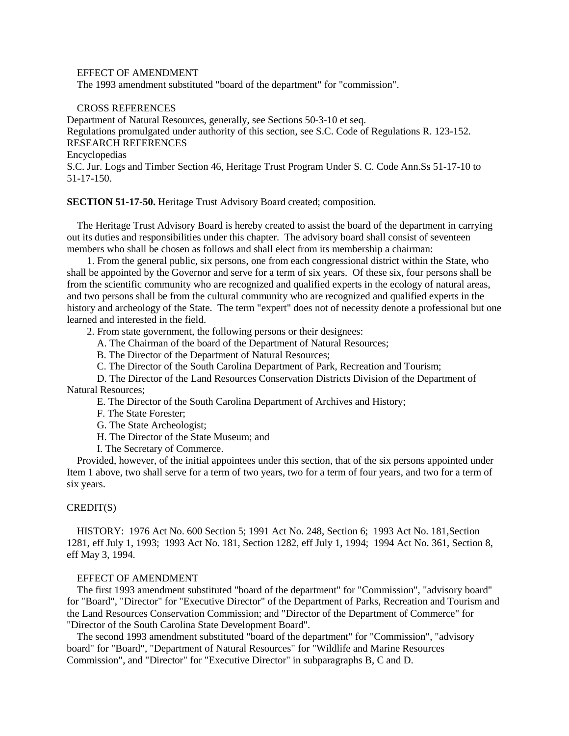EFFECT OF AMENDMENT

The 1993 amendment substituted "board of the department" for "commission".

CROSS REFERENCES

Department of Natural Resources, generally, see Sections 50-3-10 et seq.
Regulations promulgated under authority of this section, see S.C. Code of Regulations R. 123-152.
RESEARCH REFERENCES
Encyclopedias
S.C. Jur. Logs and Timber Section 46, Heritage Trust Program Under S. C. Code Ann.Ss 51-17-10 to 51-17-150.

**SECTION 51-17-50.** Heritage Trust Advisory Board created; composition.

The Heritage Trust Advisory Board is hereby created to assist the board of the department in carrying out its duties and responsibilities under this chapter. The advisory board shall consist of seventeen members who shall be chosen as follows and shall elect from its membership a chairman:

1. From the general public, six persons, one from each congressional district within the State, who shall be appointed by the Governor and serve for a term of six years. Of these six, four persons shall be from the scientific community who are recognized and qualified experts in the ecology of natural areas, and two persons shall be from the cultural community who are recognized and qualified experts in the history and archeology of the State. The term "expert" does not of necessity denote a professional but one learned and interested in the field.

2. From state government, the following persons or their designees:

A. The Chairman of the board of the Department of Natural Resources;

B. The Director of the Department of Natural Resources;

C. The Director of the South Carolina Department of Park, Recreation and Tourism;

D. The Director of the Land Resources Conservation Districts Division of the Department of Natural Resources;

E. The Director of the South Carolina Department of Archives and History;

F. The State Forester;

G. The State Archeologist;

H. The Director of the State Museum; and

I. The Secretary of Commerce.

Provided, however, of the initial appointees under this section, that of the six persons appointed under Item 1 above, two shall serve for a term of two years, two for a term of four years, and two for a term of six years.

CREDIT(S)

HISTORY: 1976 Act No. 600 Section 5; 1991 Act No. 248, Section 6; 1993 Act No. 181,Section 1281, eff July 1, 1993; 1993 Act No. 181, Section 1282, eff July 1, 1994; 1994 Act No. 361, Section 8, eff May 3, 1994.

EFFECT OF AMENDMENT

The first 1993 amendment substituted "board of the department" for "Commission", "advisory board" for "Board", "Director" for "Executive Director" of the Department of Parks, Recreation and Tourism and the Land Resources Conservation Commission; and "Director of the Department of Commerce" for "Director of the South Carolina State Development Board".

The second 1993 amendment substituted "board of the department" for "Commission", "advisory board" for "Board", "Department of Natural Resources" for "Wildlife and Marine Resources Commission", and "Director" for "Executive Director" in subparagraphs B, C and D.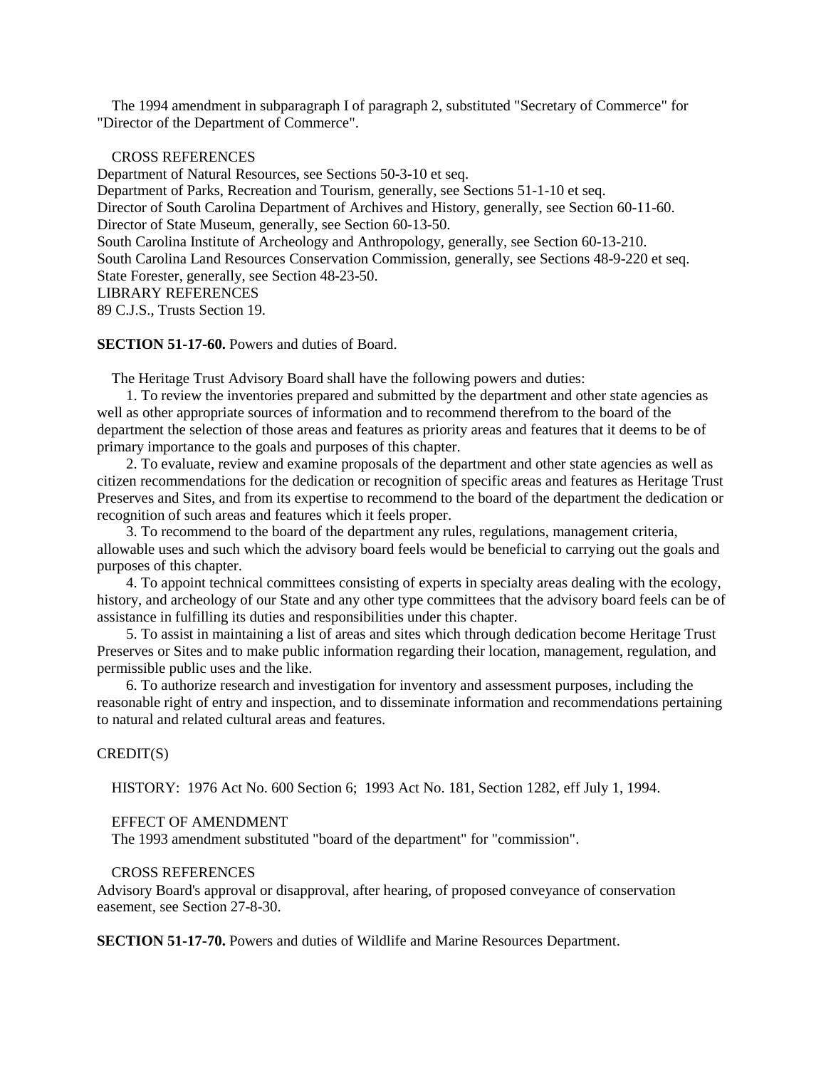The 1994 amendment in subparagraph I of paragraph 2, substituted "Secretary of Commerce" for "Director of the Department of Commerce".

CROSS REFERENCES

Department of Natural Resources, see Sections 50-3-10 et seq.
Department of Parks, Recreation and Tourism, generally, see Sections 51-1-10 et seq.
Director of South Carolina Department of Archives and History, generally, see Section 60-11-60.
Director of State Museum, generally, see Section 60-13-50.
South Carolina Institute of Archeology and Anthropology, generally, see Section 60-13-210.
South Carolina Land Resources Conservation Commission, generally, see Sections 48-9-220 et seq.
State Forester, generally, see Section 48-23-50.

LIBRARY REFERENCES

89 C.J.S., Trusts Section 19.

**SECTION 51-17-60.** Powers and duties of Board.

The Heritage Trust Advisory Board shall have the following powers and duties:

1. To review the inventories prepared and submitted by the department and other state agencies as well as other appropriate sources of information and to recommend therefrom to the board of the department the selection of those areas and features as priority areas and features that it deems to be of primary importance to the goals and purposes of this chapter.
2. To evaluate, review and examine proposals of the department and other state agencies as well as citizen recommendations for the dedication or recognition of specific areas and features as Heritage Trust Preserves and Sites, and from its expertise to recommend to the board of the department the dedication or recognition of such areas and features which it feels proper.
3. To recommend to the board of the department any rules, regulations, management criteria, allowable uses and such which the advisory board feels would be beneficial to carrying out the goals and purposes of this chapter.
4. To appoint technical committees consisting of experts in specialty areas dealing with the ecology, history, and archeology of our State and any other type committees that the advisory board feels can be of assistance in fulfilling its duties and responsibilities under this chapter.
5. To assist in maintaining a list of areas and sites which through dedication become Heritage Trust Preserves or Sites and to make public information regarding their location, management, regulation, and permissible public uses and the like.
6. To authorize research and investigation for inventory and assessment purposes, including the reasonable right of entry and inspection, and to disseminate information and recommendations pertaining to natural and related cultural areas and features.

CREDIT(S)

HISTORY: 1976 Act No. 600 Section 6; 1993 Act No. 181, Section 1282, eff July 1, 1994.

EFFECT OF AMENDMENT

The 1993 amendment substituted "board of the department" for "commission".

CROSS REFERENCES

Advisory Board's approval or disapproval, after hearing, of proposed conveyance of conservation easement, see Section 27-8-30.

**SECTION 51-17-70.** Powers and duties of Wildlife and Marine Resources Department.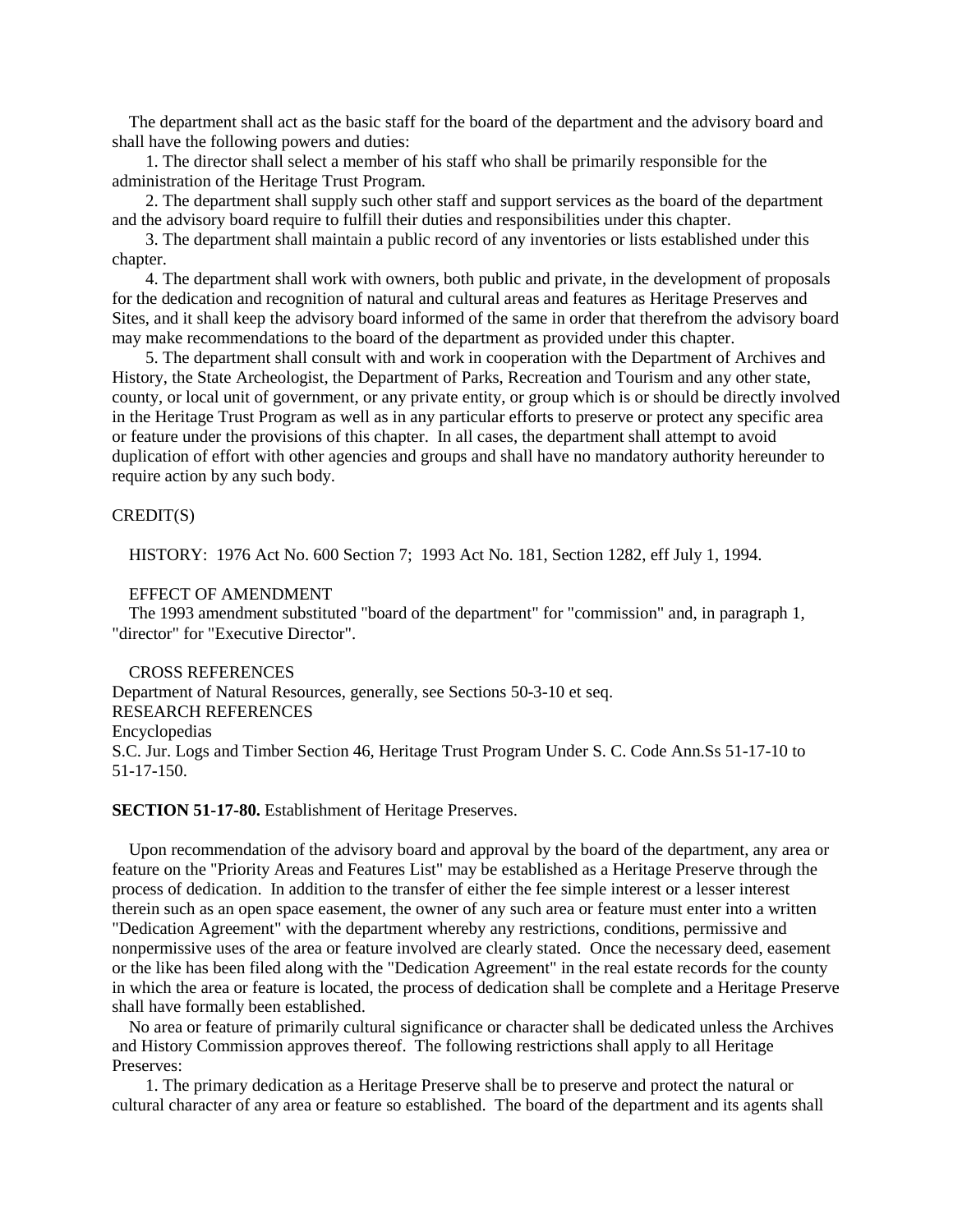The department shall act as the basic staff for the board of the department and the advisory board and shall have the following powers and duties:

1. The director shall select a member of his staff who shall be primarily responsible for the administration of the Heritage Trust Program.

2. The department shall supply such other staff and support services as the board of the department and the advisory board require to fulfill their duties and responsibilities under this chapter.

3. The department shall maintain a public record of any inventories or lists established under this chapter.

4. The department shall work with owners, both public and private, in the development of proposals for the dedication and recognition of natural and cultural areas and features as Heritage Preserves and Sites, and it shall keep the advisory board informed of the same in order that therefrom the advisory board may make recommendations to the board of the department as provided under this chapter.

5. The department shall consult with and work in cooperation with the Department of Archives and History, the State Archeologist, the Department of Parks, Recreation and Tourism and any other state, county, or local unit of government, or any private entity, or group which is or should be directly involved in the Heritage Trust Program as well as in any particular efforts to preserve or protect any specific area or feature under the provisions of this chapter. In all cases, the department shall attempt to avoid duplication of effort with other agencies and groups and shall have no mandatory authority hereunder to require action by any such body.

CREDIT(S)

HISTORY: 1976 Act No. 600 Section 7; 1993 Act No. 181, Section 1282, eff July 1, 1994.

EFFECT OF AMENDMENT

The 1993 amendment substituted "board of the department" for "commission" and, in paragraph 1, "director" for "Executive Director".

CROSS REFERENCES

Department of Natural Resources, generally, see Sections 50-3-10 et seq.

RESEARCH REFERENCES

Encyclopedias

S.C. Jur. Logs and Timber Section 46, Heritage Trust Program Under S. C. Code Ann.Ss 51-17-10 to 51-17-150.

**SECTION 51-17-80.** Establishment of Heritage Preserves.

Upon recommendation of the advisory board and approval by the board of the department, any area or feature on the "Priority Areas and Features List" may be established as a Heritage Preserve through the process of dedication. In addition to the transfer of either the fee simple interest or a lesser interest therein such as an open space easement, the owner of any such area or feature must enter into a written "Dedication Agreement" with the department whereby any restrictions, conditions, permissive and nonpermissive uses of the area or feature involved are clearly stated. Once the necessary deed, easement or the like has been filed along with the "Dedication Agreement" in the real estate records for the county in which the area or feature is located, the process of dedication shall be complete and a Heritage Preserve shall have formally been established.

No area or feature of primarily cultural significance or character shall be dedicated unless the Archives and History Commission approves thereof. The following restrictions shall apply to all Heritage Preserves:

1. The primary dedication as a Heritage Preserve shall be to preserve and protect the natural or cultural character of any area or feature so established. The board of the department and its agents shall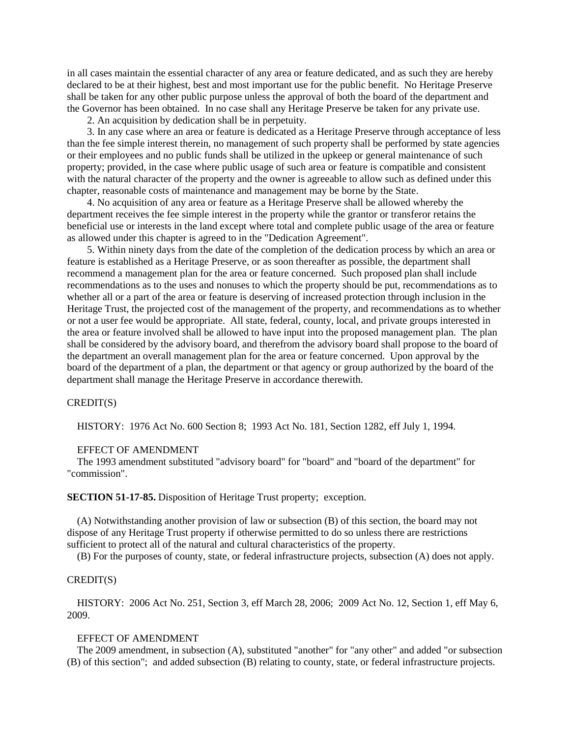in all cases maintain the essential character of any area or feature dedicated, and as such they are hereby declared to be at their highest, best and most important use for the public benefit. No Heritage Preserve shall be taken for any other public purpose unless the approval of both the board of the department and the Governor has been obtained. In no case shall any Heritage Preserve be taken for any private use.

2. An acquisition by dedication shall be in perpetuity.

3. In any case where an area or feature is dedicated as a Heritage Preserve through acceptance of less than the fee simple interest therein, no management of such property shall be performed by state agencies or their employees and no public funds shall be utilized in the upkeep or general maintenance of such property; provided, in the case where public usage of such area or feature is compatible and consistent with the natural character of the property and the owner is agreeable to allow such as defined under this chapter, reasonable costs of maintenance and management may be borne by the State.

4. No acquisition of any area or feature as a Heritage Preserve shall be allowed whereby the department receives the fee simple interest in the property while the grantor or transferor retains the beneficial use or interests in the land except where total and complete public usage of the area or feature as allowed under this chapter is agreed to in the "Dedication Agreement".

5. Within ninety days from the date of the completion of the dedication process by which an area or feature is established as a Heritage Preserve, or as soon thereafter as possible, the department shall recommend a management plan for the area or feature concerned. Such proposed plan shall include recommendations as to the uses and nonuses to which the property should be put, recommendations as to whether all or a part of the area or feature is deserving of increased protection through inclusion in the Heritage Trust, the projected cost of the management of the property, and recommendations as to whether or not a user fee would be appropriate. All state, federal, county, local, and private groups interested in the area or feature involved shall be allowed to have input into the proposed management plan. The plan shall be considered by the advisory board, and therefrom the advisory board shall propose to the board of the department an overall management plan for the area or feature concerned. Upon approval by the board of the department of a plan, the department or that agency or group authorized by the board of the department shall manage the Heritage Preserve in accordance therewith.

CREDIT(S)

HISTORY: 1976 Act No. 600 Section 8; 1993 Act No. 181, Section 1282, eff July 1, 1994.

EFFECT OF AMENDMENT

The 1993 amendment substituted "advisory board" for "board" and "board of the department" for "commission".

**SECTION 51-17-85.** Disposition of Heritage Trust property; exception.

(A) Notwithstanding another provision of law or subsection (B) of this section, the board may not dispose of any Heritage Trust property if otherwise permitted to do so unless there are restrictions sufficient to protect all of the natural and cultural characteristics of the property.

(B) For the purposes of county, state, or federal infrastructure projects, subsection (A) does not apply.

CREDIT(S)

HISTORY: 2006 Act No. 251, Section 3, eff March 28, 2006; 2009 Act No. 12, Section 1, eff May 6, 2009.

EFFECT OF AMENDMENT

The 2009 amendment, in subsection (A), substituted "another" for "any other" and added "or subsection (B) of this section"; and added subsection (B) relating to county, state, or federal infrastructure projects.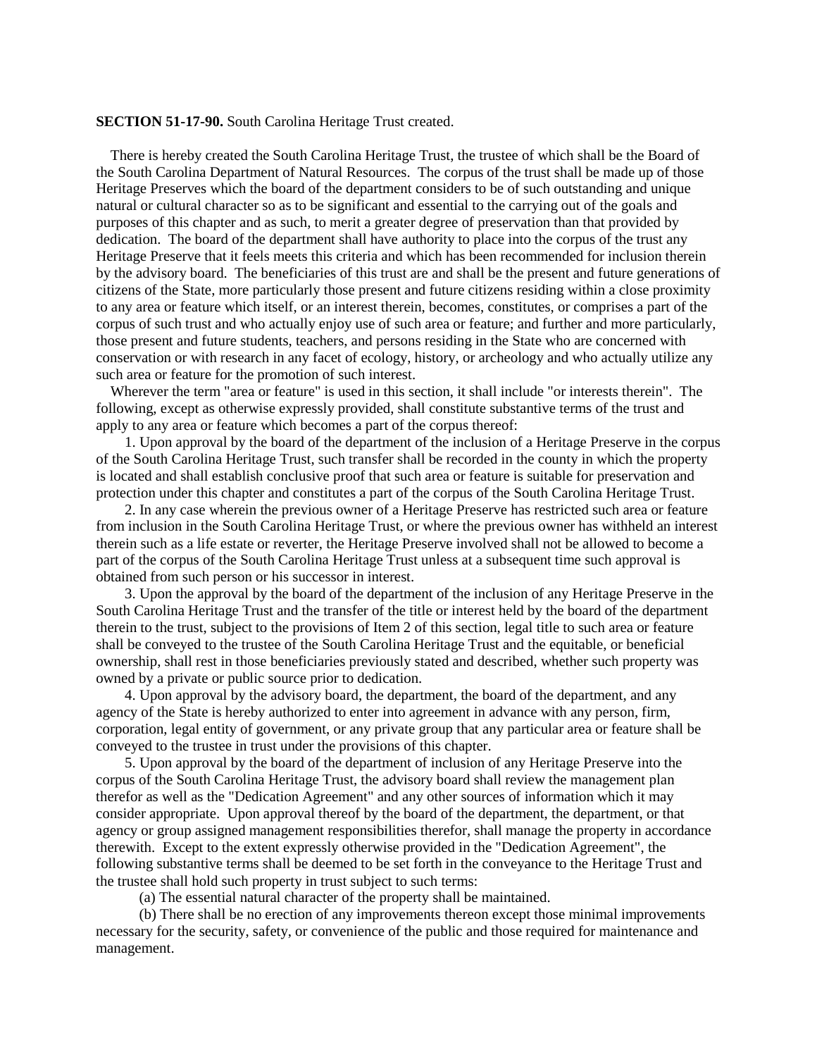**SECTION 51-17-90.** South Carolina Heritage Trust created.

There is hereby created the South Carolina Heritage Trust, the trustee of which shall be the Board of the South Carolina Department of Natural Resources. The corpus of the trust shall be made up of those Heritage Preserves which the board of the department considers to be of such outstanding and unique natural or cultural character so as to be significant and essential to the carrying out of the goals and purposes of this chapter and as such, to merit a greater degree of preservation than that provided by dedication. The board of the department shall have authority to place into the corpus of the trust any Heritage Preserve that it feels meets this criteria and which has been recommended for inclusion therein by the advisory board. The beneficiaries of this trust are and shall be the present and future generations of citizens of the State, more particularly those present and future citizens residing within a close proximity to any area or feature which itself, or an interest therein, becomes, constitutes, or comprises a part of the corpus of such trust and who actually enjoy use of such area or feature; and further and more particularly, those present and future students, teachers, and persons residing in the State who are concerned with conservation or with research in any facet of ecology, history, or archeology and who actually utilize any such area or feature for the promotion of such interest.

Wherever the term "area or feature" is used in this section, it shall include "or interests therein". The following, except as otherwise expressly provided, shall constitute substantive terms of the trust and apply to any area or feature which becomes a part of the corpus thereof:

1. Upon approval by the board of the department of the inclusion of a Heritage Preserve in the corpus of the South Carolina Heritage Trust, such transfer shall be recorded in the county in which the property is located and shall establish conclusive proof that such area or feature is suitable for preservation and protection under this chapter and constitutes a part of the corpus of the South Carolina Heritage Trust.

2. In any case wherein the previous owner of a Heritage Preserve has restricted such area or feature from inclusion in the South Carolina Heritage Trust, or where the previous owner has withheld an interest therein such as a life estate or reverter, the Heritage Preserve involved shall not be allowed to become a part of the corpus of the South Carolina Heritage Trust unless at a subsequent time such approval is obtained from such person or his successor in interest.

3. Upon the approval by the board of the department of the inclusion of any Heritage Preserve in the South Carolina Heritage Trust and the transfer of the title or interest held by the board of the department therein to the trust, subject to the provisions of Item 2 of this section, legal title to such area or feature shall be conveyed to the trustee of the South Carolina Heritage Trust and the equitable, or beneficial ownership, shall rest in those beneficiaries previously stated and described, whether such property was owned by a private or public source prior to dedication.

4. Upon approval by the advisory board, the department, the board of the department, and any agency of the State is hereby authorized to enter into agreement in advance with any person, firm, corporation, legal entity of government, or any private group that any particular area or feature shall be conveyed to the trustee in trust under the provisions of this chapter.

5. Upon approval by the board of the department of inclusion of any Heritage Preserve into the corpus of the South Carolina Heritage Trust, the advisory board shall review the management plan therefor as well as the "Dedication Agreement" and any other sources of information which it may consider appropriate. Upon approval thereof by the board of the department, the department, or that agency or group assigned management responsibilities therefor, shall manage the property in accordance therewith. Except to the extent expressly otherwise provided in the "Dedication Agreement", the following substantive terms shall be deemed to be set forth in the conveyance to the Heritage Trust and the trustee shall hold such property in trust subject to such terms:

(a) The essential natural character of the property shall be maintained.

(b) There shall be no erection of any improvements thereon except those minimal improvements necessary for the security, safety, or convenience of the public and those required for maintenance and management.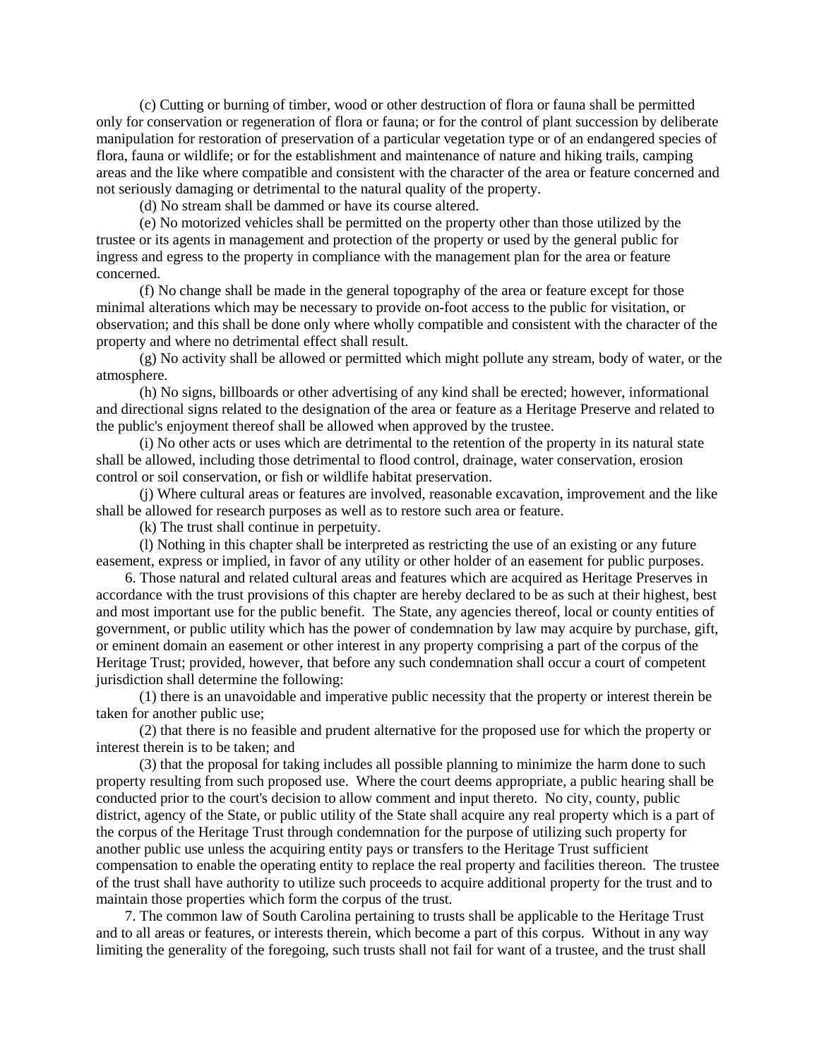(c) Cutting or burning of timber, wood or other destruction of flora or fauna shall be permitted only for conservation or regeneration of flora or fauna; or for the control of plant succession by deliberate manipulation for restoration of preservation of a particular vegetation type or of an endangered species of flora, fauna or wildlife; or for the establishment and maintenance of nature and hiking trails, camping areas and the like where compatible and consistent with the character of the area or feature concerned and not seriously damaging or detrimental to the natural quality of the property.

(d) No stream shall be dammed or have its course altered.

(e) No motorized vehicles shall be permitted on the property other than those utilized by the trustee or its agents in management and protection of the property or used by the general public for ingress and egress to the property in compliance with the management plan for the area or feature concerned.

(f) No change shall be made in the general topography of the area or feature except for those minimal alterations which may be necessary to provide on-foot access to the public for visitation, or observation; and this shall be done only where wholly compatible and consistent with the character of the property and where no detrimental effect shall result.

(g) No activity shall be allowed or permitted which might pollute any stream, body of water, or the atmosphere.

(h) No signs, billboards or other advertising of any kind shall be erected; however, informational and directional signs related to the designation of the area or feature as a Heritage Preserve and related to the public's enjoyment thereof shall be allowed when approved by the trustee.

(i) No other acts or uses which are detrimental to the retention of the property in its natural state shall be allowed, including those detrimental to flood control, drainage, water conservation, erosion control or soil conservation, or fish or wildlife habitat preservation.

(j) Where cultural areas or features are involved, reasonable excavation, improvement and the like shall be allowed for research purposes as well as to restore such area or feature.

(k) The trust shall continue in perpetuity.

(l) Nothing in this chapter shall be interpreted as restricting the use of an existing or any future easement, express or implied, in favor of any utility or other holder of an easement for public purposes.

6. Those natural and related cultural areas and features which are acquired as Heritage Preserves in accordance with the trust provisions of this chapter are hereby declared to be as such at their highest, best and most important use for the public benefit. The State, any agencies thereof, local or county entities of government, or public utility which has the power of condemnation by law may acquire by purchase, gift, or eminent domain an easement or other interest in any property comprising a part of the corpus of the Heritage Trust; provided, however, that before any such condemnation shall occur a court of competent jurisdiction shall determine the following:

(1) there is an unavoidable and imperative public necessity that the property or interest therein be taken for another public use;

(2) that there is no feasible and prudent alternative for the proposed use for which the property or interest therein is to be taken; and

(3) that the proposal for taking includes all possible planning to minimize the harm done to such property resulting from such proposed use. Where the court deems appropriate, a public hearing shall be conducted prior to the court's decision to allow comment and input thereto. No city, county, public district, agency of the State, or public utility of the State shall acquire any real property which is a part of the corpus of the Heritage Trust through condemnation for the purpose of utilizing such property for another public use unless the acquiring entity pays or transfers to the Heritage Trust sufficient compensation to enable the operating entity to replace the real property and facilities thereon. The trustee of the trust shall have authority to utilize such proceeds to acquire additional property for the trust and to maintain those properties which form the corpus of the trust.

7. The common law of South Carolina pertaining to trusts shall be applicable to the Heritage Trust and to all areas or features, or interests therein, which become a part of this corpus. Without in any way limiting the generality of the foregoing, such trusts shall not fail for want of a trustee, and the trust shall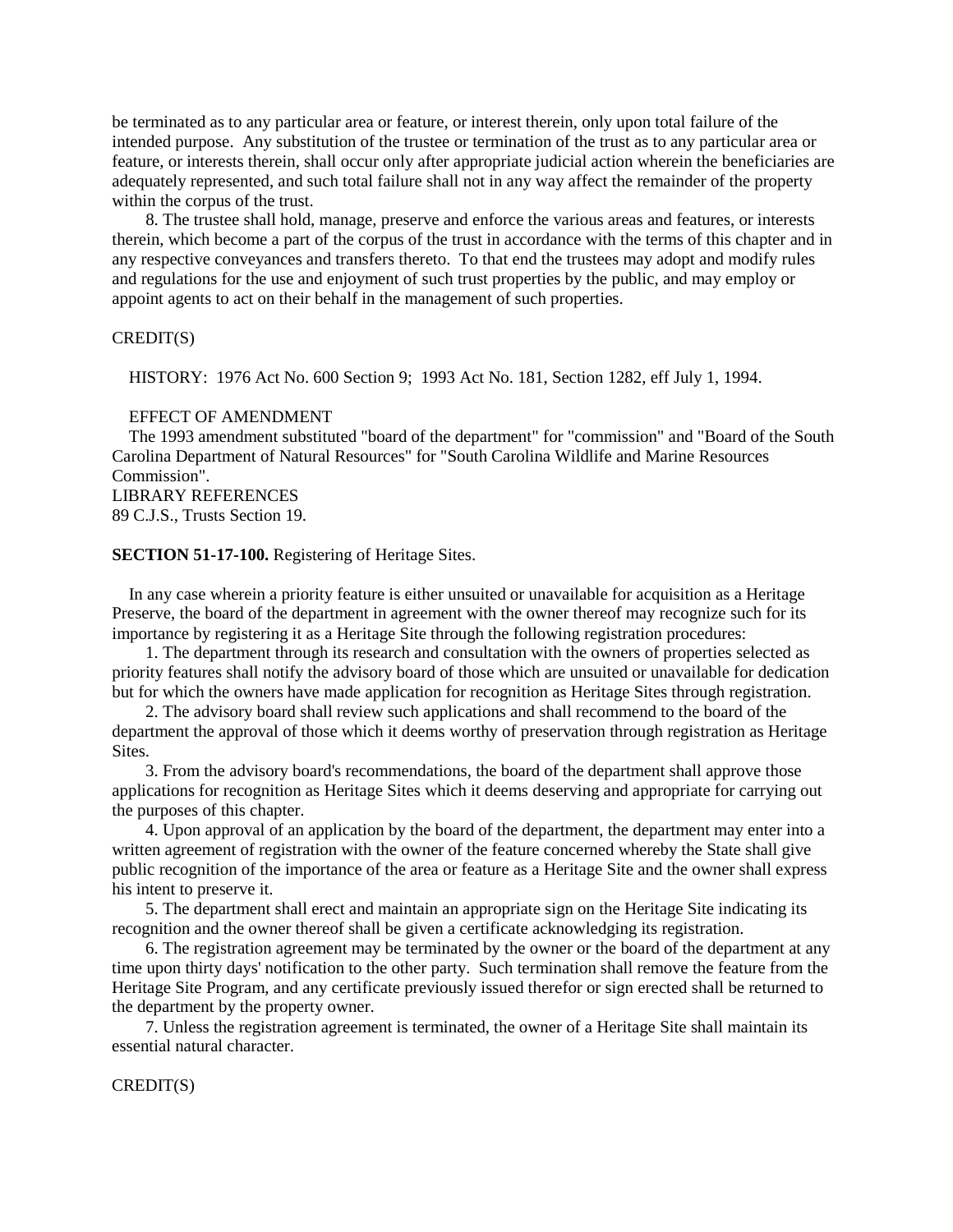be terminated as to any particular area or feature, or interest therein, only upon total failure of the intended purpose. Any substitution of the trustee or termination of the trust as to any particular area or feature, or interests therein, shall occur only after appropriate judicial action wherein the beneficiaries are adequately represented, and such total failure shall not in any way affect the remainder of the property within the corpus of the trust.

8. The trustee shall hold, manage, preserve and enforce the various areas and features, or interests therein, which become a part of the corpus of the trust in accordance with the terms of this chapter and in any respective conveyances and transfers thereto. To that end the trustees may adopt and modify rules and regulations for the use and enjoyment of such trust properties by the public, and may employ or appoint agents to act on their behalf in the management of such properties.

CREDIT(S)

HISTORY: 1976 Act No. 600 Section 9; 1993 Act No. 181, Section 1282, eff July 1, 1994.

EFFECT OF AMENDMENT

The 1993 amendment substituted "board of the department" for "commission" and "Board of the South Carolina Department of Natural Resources" for "South Carolina Wildlife and Marine Resources Commission".

LIBRARY REFERENCES

89 C.J.S., Trusts Section 19.

**SECTION 51-17-100.** Registering of Heritage Sites.

In any case wherein a priority feature is either unsuited or unavailable for acquisition as a Heritage Preserve, the board of the department in agreement with the owner thereof may recognize such for its importance by registering it as a Heritage Site through the following registration procedures:

1. The department through its research and consultation with the owners of properties selected as priority features shall notify the advisory board of those which are unsuited or unavailable for dedication but for which the owners have made application for recognition as Heritage Sites through registration.

2. The advisory board shall review such applications and shall recommend to the board of the department the approval of those which it deems worthy of preservation through registration as Heritage Sites.

3. From the advisory board's recommendations, the board of the department shall approve those applications for recognition as Heritage Sites which it deems deserving and appropriate for carrying out the purposes of this chapter.

4. Upon approval of an application by the board of the department, the department may enter into a written agreement of registration with the owner of the feature concerned whereby the State shall give public recognition of the importance of the area or feature as a Heritage Site and the owner shall express his intent to preserve it.

5. The department shall erect and maintain an appropriate sign on the Heritage Site indicating its recognition and the owner thereof shall be given a certificate acknowledging its registration.

6. The registration agreement may be terminated by the owner or the board of the department at any time upon thirty days' notification to the other party. Such termination shall remove the feature from the Heritage Site Program, and any certificate previously issued therefor or sign erected shall be returned to the department by the property owner.

7. Unless the registration agreement is terminated, the owner of a Heritage Site shall maintain its essential natural character.

CREDIT(S)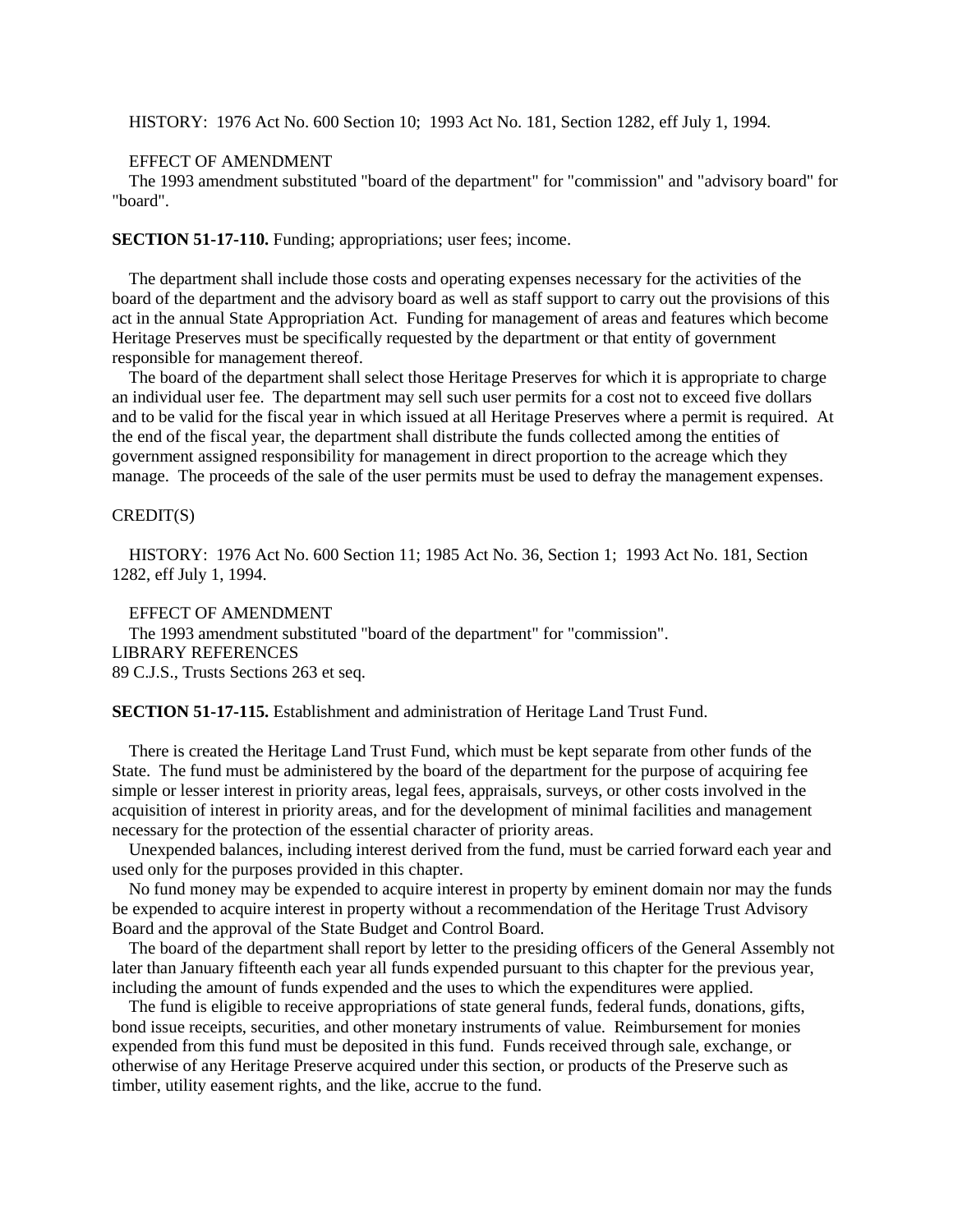HISTORY: 1976 Act No. 600 Section 10; 1993 Act No. 181, Section 1282, eff July 1, 1994.

EFFECT OF AMENDMENT

The 1993 amendment substituted "board of the department" for "commission" and "advisory board" for "board".

**SECTION 51-17-110.** Funding; appropriations; user fees; income.

The department shall include those costs and operating expenses necessary for the activities of the board of the department and the advisory board as well as staff support to carry out the provisions of this act in the annual State Appropriation Act. Funding for management of areas and features which become Heritage Preserves must be specifically requested by the department or that entity of government responsible for management thereof.

The board of the department shall select those Heritage Preserves for which it is appropriate to charge an individual user fee. The department may sell such user permits for a cost not to exceed five dollars and to be valid for the fiscal year in which issued at all Heritage Preserves where a permit is required. At the end of the fiscal year, the department shall distribute the funds collected among the entities of government assigned responsibility for management in direct proportion to the acreage which they manage. The proceeds of the sale of the user permits must be used to defray the management expenses.

CREDIT(S)

HISTORY: 1976 Act No. 600 Section 11; 1985 Act No. 36, Section 1; 1993 Act No. 181, Section 1282, eff July 1, 1994.

EFFECT OF AMENDMENT

The 1993 amendment substituted "board of the department" for "commission".

LIBRARY REFERENCES

89 C.J.S., Trusts Sections 263 et seq.

**SECTION 51-17-115.** Establishment and administration of Heritage Land Trust Fund.

There is created the Heritage Land Trust Fund, which must be kept separate from other funds of the State. The fund must be administered by the board of the department for the purpose of acquiring fee simple or lesser interest in priority areas, legal fees, appraisals, surveys, or other costs involved in the acquisition of interest in priority areas, and for the development of minimal facilities and management necessary for the protection of the essential character of priority areas.

Unexpended balances, including interest derived from the fund, must be carried forward each year and used only for the purposes provided in this chapter.

No fund money may be expended to acquire interest in property by eminent domain nor may the funds be expended to acquire interest in property without a recommendation of the Heritage Trust Advisory Board and the approval of the State Budget and Control Board.

The board of the department shall report by letter to the presiding officers of the General Assembly not later than January fifteenth each year all funds expended pursuant to this chapter for the previous year, including the amount of funds expended and the uses to which the expenditures were applied.

The fund is eligible to receive appropriations of state general funds, federal funds, donations, gifts, bond issue receipts, securities, and other monetary instruments of value. Reimbursement for monies expended from this fund must be deposited in this fund. Funds received through sale, exchange, or otherwise of any Heritage Preserve acquired under this section, or products of the Preserve such as timber, utility easement rights, and the like, accrue to the fund.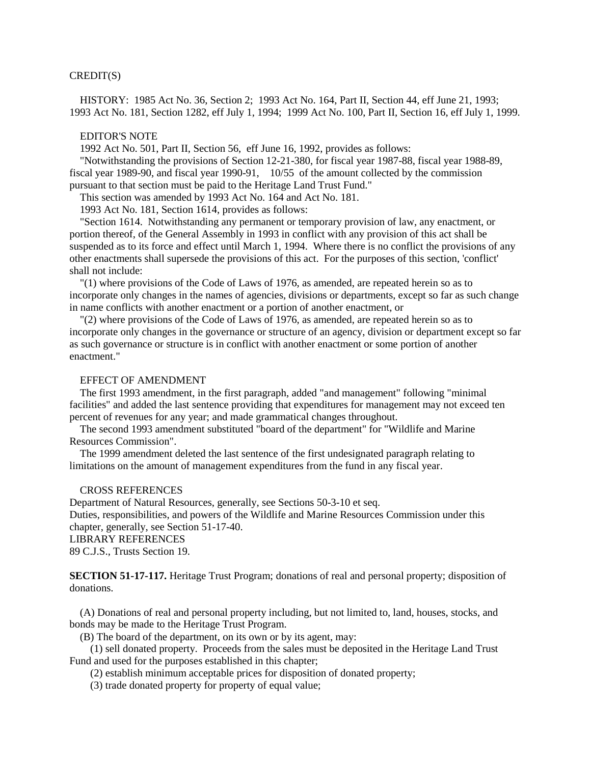CREDIT(S)

HISTORY: 1985 Act No. 36, Section 2; 1993 Act No. 164, Part II, Section 44, eff June 21, 1993; 1993 Act No. 181, Section 1282, eff July 1, 1994; 1999 Act No. 100, Part II, Section 16, eff July 1, 1999.

EDITOR'S NOTE

1992 Act No. 501, Part II, Section 56, eff June 16, 1992, provides as follows:

"Notwithstanding the provisions of Section 12-21-380, for fiscal year 1987-88, fiscal year 1988-89, fiscal year 1989-90, and fiscal year 1990-91, 10/55 of the amount collected by the commission pursuant to that section must be paid to the Heritage Land Trust Fund."

This section was amended by 1993 Act No. 164 and Act No. 181.

1993 Act No. 181, Section 1614, provides as follows:

"Section 1614. Notwithstanding any permanent or temporary provision of law, any enactment, or portion thereof, of the General Assembly in 1993 in conflict with any provision of this act shall be suspended as to its force and effect until March 1, 1994. Where there is no conflict the provisions of any other enactments shall supersede the provisions of this act. For the purposes of this section, 'conflict' shall not include:

"(1) where provisions of the Code of Laws of 1976, as amended, are repeated herein so as to incorporate only changes in the names of agencies, divisions or departments, except so far as such change in name conflicts with another enactment or a portion of another enactment, or

"(2) where provisions of the Code of Laws of 1976, as amended, are repeated herein so as to incorporate only changes in the governance or structure of an agency, division or department except so far as such governance or structure is in conflict with another enactment or some portion of another enactment."

EFFECT OF AMENDMENT

The first 1993 amendment, in the first paragraph, added "and management" following "minimal facilities" and added the last sentence providing that expenditures for management may not exceed ten percent of revenues for any year; and made grammatical changes throughout.

The second 1993 amendment substituted "board of the department" for "Wildlife and Marine Resources Commission".

The 1999 amendment deleted the last sentence of the first undesignated paragraph relating to limitations on the amount of management expenditures from the fund in any fiscal year.

CROSS REFERENCES

Department of Natural Resources, generally, see Sections 50-3-10 et seq.
Duties, responsibilities, and powers of the Wildlife and Marine Resources Commission under this chapter, generally, see Section 51-17-40.

LIBRARY REFERENCES

89 C.J.S., Trusts Section 19.

**SECTION 51-17-117.** Heritage Trust Program; donations of real and personal property; disposition of donations.

(A) Donations of real and personal property including, but not limited to, land, houses, stocks, and bonds may be made to the Heritage Trust Program.

(B) The board of the department, on its own or by its agent, may:

(1) sell donated property. Proceeds from the sales must be deposited in the Heritage Land Trust Fund and used for the purposes established in this chapter;

(2) establish minimum acceptable prices for disposition of donated property;

(3) trade donated property for property of equal value;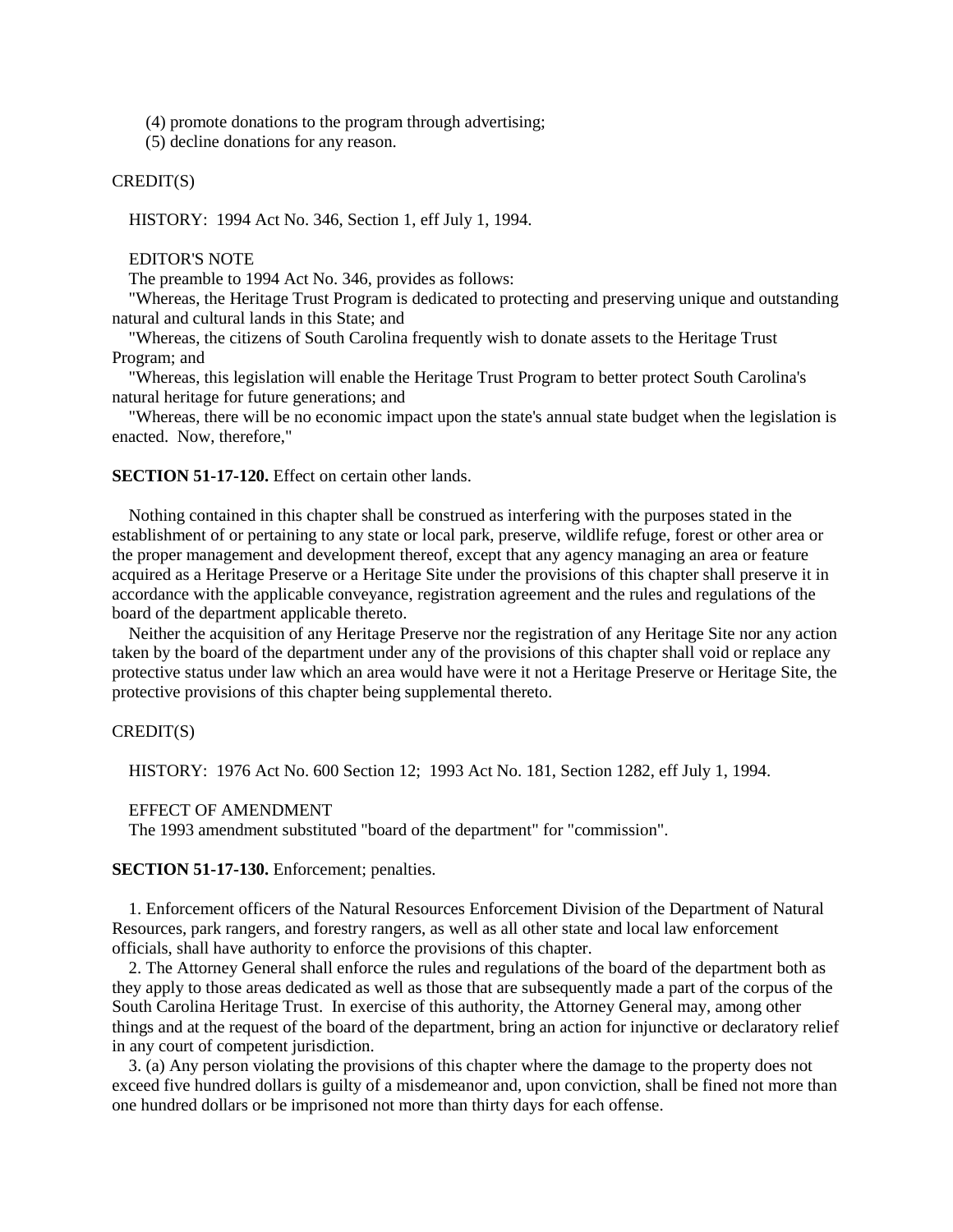(4) promote donations to the program through advertising;

(5) decline donations for any reason.

CREDIT(S)

HISTORY: 1994 Act No. 346, Section 1, eff July 1, 1994.

EDITOR'S NOTE

The preamble to 1994 Act No. 346, provides as follows:

"Whereas, the Heritage Trust Program is dedicated to protecting and preserving unique and outstanding natural and cultural lands in this State; and

"Whereas, the citizens of South Carolina frequently wish to donate assets to the Heritage Trust Program; and

"Whereas, this legislation will enable the Heritage Trust Program to better protect South Carolina's natural heritage for future generations; and

"Whereas, there will be no economic impact upon the state's annual state budget when the legislation is enacted. Now, therefore,"

**SECTION 51-17-120.** Effect on certain other lands.

Nothing contained in this chapter shall be construed as interfering with the purposes stated in the establishment of or pertaining to any state or local park, preserve, wildlife refuge, forest or other area or the proper management and development thereof, except that any agency managing an area or feature acquired as a Heritage Preserve or a Heritage Site under the provisions of this chapter shall preserve it in accordance with the applicable conveyance, registration agreement and the rules and regulations of the board of the department applicable thereto.

Neither the acquisition of any Heritage Preserve nor the registration of any Heritage Site nor any action taken by the board of the department under any of the provisions of this chapter shall void or replace any protective status under law which an area would have were it not a Heritage Preserve or Heritage Site, the protective provisions of this chapter being supplemental thereto.

CREDIT(S)

HISTORY: 1976 Act No. 600 Section 12; 1993 Act No. 181, Section 1282, eff July 1, 1994.

EFFECT OF AMENDMENT

The 1993 amendment substituted "board of the department" for "commission".

**SECTION 51-17-130.** Enforcement; penalties.

1. Enforcement officers of the Natural Resources Enforcement Division of the Department of Natural Resources, park rangers, and forestry rangers, as well as all other state and local law enforcement officials, shall have authority to enforce the provisions of this chapter.

2. The Attorney General shall enforce the rules and regulations of the board of the department both as they apply to those areas dedicated as well as those that are subsequently made a part of the corpus of the South Carolina Heritage Trust. In exercise of this authority, the Attorney General may, among other things and at the request of the board of the department, bring an action for injunctive or declaratory relief in any court of competent jurisdiction.

3. (a) Any person violating the provisions of this chapter where the damage to the property does not exceed five hundred dollars is guilty of a misdemeanor and, upon conviction, shall be fined not more than one hundred dollars or be imprisoned not more than thirty days for each offense.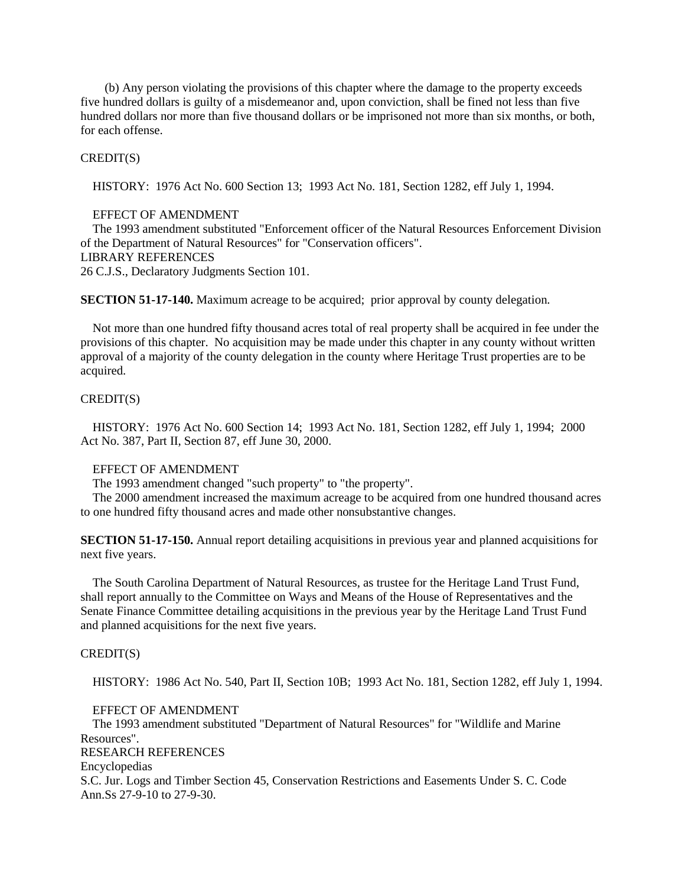(b) Any person violating the provisions of this chapter where the damage to the property exceeds five hundred dollars is guilty of a misdemeanor and, upon conviction, shall be fined not less than five hundred dollars nor more than five thousand dollars or be imprisoned not more than six months, or both, for each offense.

CREDIT(S)

HISTORY: 1976 Act No. 600 Section 13; 1993 Act No. 181, Section 1282, eff July 1, 1994.

EFFECT OF AMENDMENT

The 1993 amendment substituted "Enforcement officer of the Natural Resources Enforcement Division of the Department of Natural Resources" for "Conservation officers".

LIBRARY REFERENCES

26 C.J.S., Declaratory Judgments Section 101.

**SECTION 51-17-140.** Maximum acreage to be acquired; prior approval by county delegation.

Not more than one hundred fifty thousand acres total of real property shall be acquired in fee under the provisions of this chapter. No acquisition may be made under this chapter in any county without written approval of a majority of the county delegation in the county where Heritage Trust properties are to be acquired.

CREDIT(S)

HISTORY: 1976 Act No. 600 Section 14; 1993 Act No. 181, Section 1282, eff July 1, 1994; 2000 Act No. 387, Part II, Section 87, eff June 30, 2000.

EFFECT OF AMENDMENT

The 1993 amendment changed "such property" to "the property".

The 2000 amendment increased the maximum acreage to be acquired from one hundred thousand acres to one hundred fifty thousand acres and made other nonsubstantive changes.

**SECTION 51-17-150.** Annual report detailing acquisitions in previous year and planned acquisitions for next five years.

The South Carolina Department of Natural Resources, as trustee for the Heritage Land Trust Fund, shall report annually to the Committee on Ways and Means of the House of Representatives and the Senate Finance Committee detailing acquisitions in the previous year by the Heritage Land Trust Fund and planned acquisitions for the next five years.

CREDIT(S)

HISTORY: 1986 Act No. 540, Part II, Section 10B; 1993 Act No. 181, Section 1282, eff July 1, 1994.

EFFECT OF AMENDMENT

The 1993 amendment substituted "Department of Natural Resources" for "Wildlife and Marine Resources".

RESEARCH REFERENCES

Encyclopedias

S.C. Jur. Logs and Timber Section 45, Conservation Restrictions and Easements Under S. C. Code Ann.Ss 27-9-10 to 27-9-30.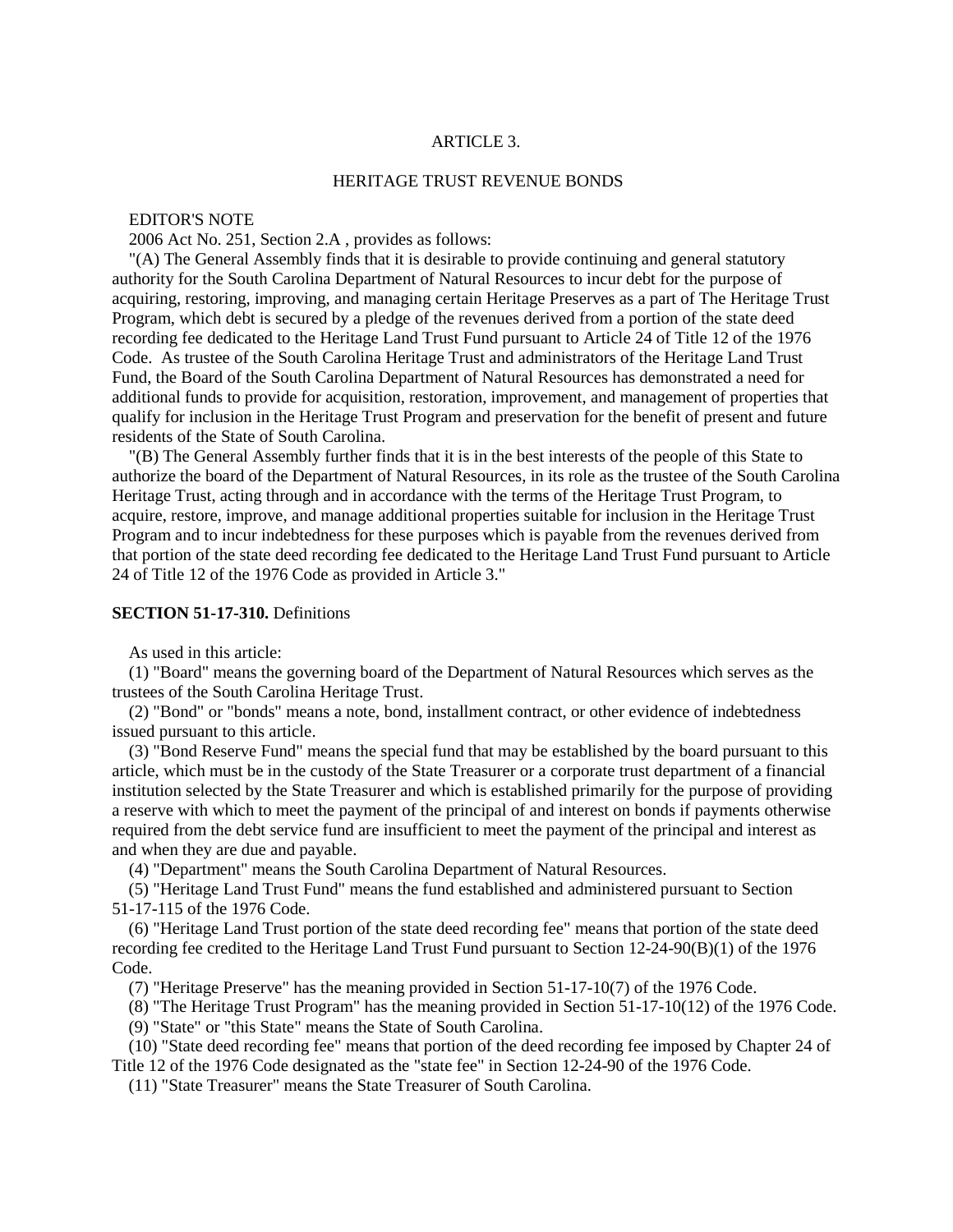ARTICLE 3.

HERITAGE TRUST REVENUE BONDS

EDITOR'S NOTE

2006 Act No. 251, Section 2.A , provides as follows:

"(A) The General Assembly finds that it is desirable to provide continuing and general statutory authority for the South Carolina Department of Natural Resources to incur debt for the purpose of acquiring, restoring, improving, and managing certain Heritage Preserves as a part of The Heritage Trust Program, which debt is secured by a pledge of the revenues derived from a portion of the state deed recording fee dedicated to the Heritage Land Trust Fund pursuant to Article 24 of Title 12 of the 1976 Code. As trustee of the South Carolina Heritage Trust and administrators of the Heritage Land Trust Fund, the Board of the South Carolina Department of Natural Resources has demonstrated a need for additional funds to provide for acquisition, restoration, improvement, and management of properties that qualify for inclusion in the Heritage Trust Program and preservation for the benefit of present and future residents of the State of South Carolina.

"(B) The General Assembly further finds that it is in the best interests of the people of this State to authorize the board of the Department of Natural Resources, in its role as the trustee of the South Carolina Heritage Trust, acting through and in accordance with the terms of the Heritage Trust Program, to acquire, restore, improve, and manage additional properties suitable for inclusion in the Heritage Trust Program and to incur indebtedness for these purposes which is payable from the revenues derived from that portion of the state deed recording fee dedicated to the Heritage Land Trust Fund pursuant to Article 24 of Title 12 of the 1976 Code as provided in Article 3."

**SECTION 51-17-310.** Definitions

As used in this article:

(1) "Board" means the governing board of the Department of Natural Resources which serves as the trustees of the South Carolina Heritage Trust.

(2) "Bond" or "bonds" means a note, bond, installment contract, or other evidence of indebtedness issued pursuant to this article.

(3) "Bond Reserve Fund" means the special fund that may be established by the board pursuant to this article, which must be in the custody of the State Treasurer or a corporate trust department of a financial institution selected by the State Treasurer and which is established primarily for the purpose of providing a reserve with which to meet the payment of the principal of and interest on bonds if payments otherwise required from the debt service fund are insufficient to meet the payment of the principal and interest as and when they are due and payable.

(4) "Department" means the South Carolina Department of Natural Resources.

(5) "Heritage Land Trust Fund" means the fund established and administered pursuant to Section 51-17-115 of the 1976 Code.

(6) "Heritage Land Trust portion of the state deed recording fee" means that portion of the state deed recording fee credited to the Heritage Land Trust Fund pursuant to Section 12-24-90(B)(1) of the 1976 Code.

(7) "Heritage Preserve" has the meaning provided in Section 51-17-10(7) of the 1976 Code.

(8) "The Heritage Trust Program" has the meaning provided in Section 51-17-10(12) of the 1976 Code.

(9) "State" or "this State" means the State of South Carolina.

(10) "State deed recording fee" means that portion of the deed recording fee imposed by Chapter 24 of Title 12 of the 1976 Code designated as the "state fee" in Section 12-24-90 of the 1976 Code.

(11) "State Treasurer" means the State Treasurer of South Carolina.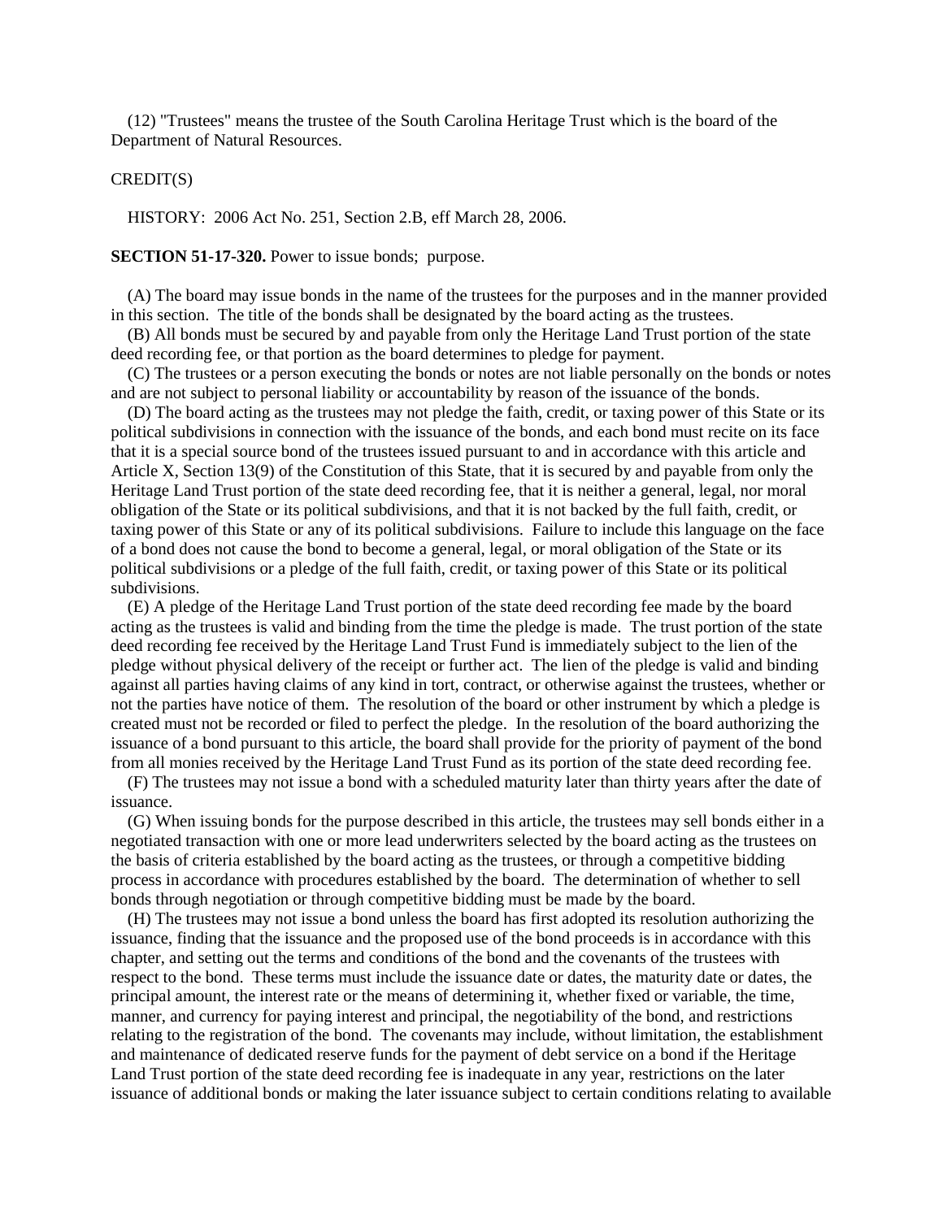(12) "Trustees" means the trustee of the South Carolina Heritage Trust which is the board of the Department of Natural Resources.

CREDIT(S)

HISTORY: 2006 Act No. 251, Section 2.B, eff March 28, 2006.

**SECTION 51-17-320.** Power to issue bonds; purpose.

(A) The board may issue bonds in the name of the trustees for the purposes and in the manner provided in this section. The title of the bonds shall be designated by the board acting as the trustees.

(B) All bonds must be secured by and payable from only the Heritage Land Trust portion of the state deed recording fee, or that portion as the board determines to pledge for payment.

(C) The trustees or a person executing the bonds or notes are not liable personally on the bonds or notes and are not subject to personal liability or accountability by reason of the issuance of the bonds.

(D) The board acting as the trustees may not pledge the faith, credit, or taxing power of this State or its political subdivisions in connection with the issuance of the bonds, and each bond must recite on its face that it is a special source bond of the trustees issued pursuant to and in accordance with this article and Article X, Section 13(9) of the Constitution of this State, that it is secured by and payable from only the Heritage Land Trust portion of the state deed recording fee, that it is neither a general, legal, nor moral obligation of the State or its political subdivisions, and that it is not backed by the full faith, credit, or taxing power of this State or any of its political subdivisions. Failure to include this language on the face of a bond does not cause the bond to become a general, legal, or moral obligation of the State or its political subdivisions or a pledge of the full faith, credit, or taxing power of this State or its political subdivisions.

(E) A pledge of the Heritage Land Trust portion of the state deed recording fee made by the board acting as the trustees is valid and binding from the time the pledge is made. The trust portion of the state deed recording fee received by the Heritage Land Trust Fund is immediately subject to the lien of the pledge without physical delivery of the receipt or further act. The lien of the pledge is valid and binding against all parties having claims of any kind in tort, contract, or otherwise against the trustees, whether or not the parties have notice of them. The resolution of the board or other instrument by which a pledge is created must not be recorded or filed to perfect the pledge. In the resolution of the board authorizing the issuance of a bond pursuant to this article, the board shall provide for the priority of payment of the bond from all monies received by the Heritage Land Trust Fund as its portion of the state deed recording fee.

(F) The trustees may not issue a bond with a scheduled maturity later than thirty years after the date of issuance.

(G) When issuing bonds for the purpose described in this article, the trustees may sell bonds either in a negotiated transaction with one or more lead underwriters selected by the board acting as the trustees on the basis of criteria established by the board acting as the trustees, or through a competitive bidding process in accordance with procedures established by the board. The determination of whether to sell bonds through negotiation or through competitive bidding must be made by the board.

(H) The trustees may not issue a bond unless the board has first adopted its resolution authorizing the issuance, finding that the issuance and the proposed use of the bond proceeds is in accordance with this chapter, and setting out the terms and conditions of the bond and the covenants of the trustees with respect to the bond. These terms must include the issuance date or dates, the maturity date or dates, the principal amount, the interest rate or the means of determining it, whether fixed or variable, the time, manner, and currency for paying interest and principal, the negotiability of the bond, and restrictions relating to the registration of the bond. The covenants may include, without limitation, the establishment and maintenance of dedicated reserve funds for the payment of debt service on a bond if the Heritage Land Trust portion of the state deed recording fee is inadequate in any year, restrictions on the later issuance of additional bonds or making the later issuance subject to certain conditions relating to available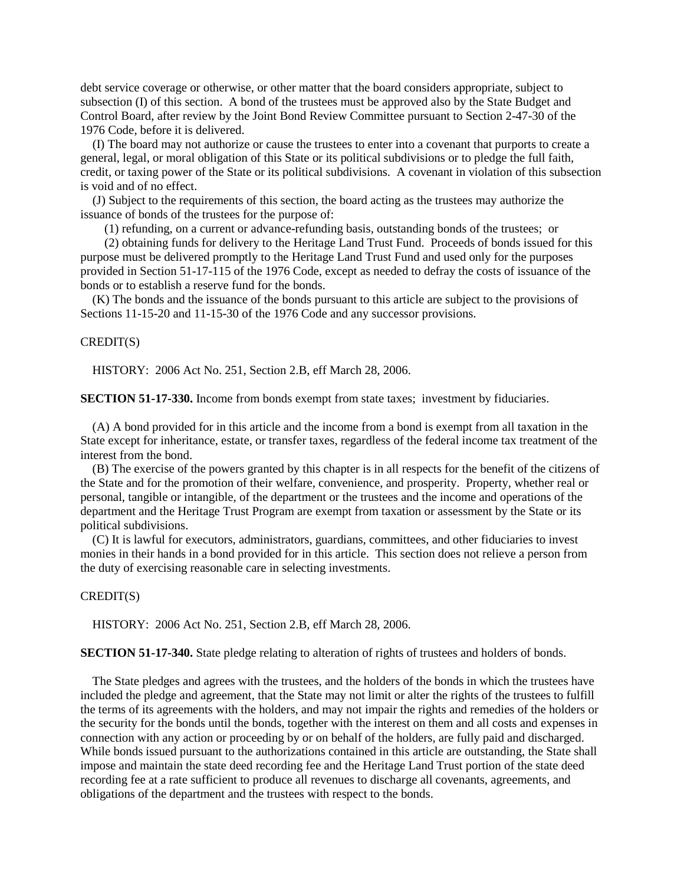debt service coverage or otherwise, or other matter that the board considers appropriate, subject to subsection (I) of this section. A bond of the trustees must be approved also by the State Budget and Control Board, after review by the Joint Bond Review Committee pursuant to Section 2-47-30 of the 1976 Code, before it is delivered.

(I) The board may not authorize or cause the trustees to enter into a covenant that purports to create a general, legal, or moral obligation of this State or its political subdivisions or to pledge the full faith, credit, or taxing power of the State or its political subdivisions. A covenant in violation of this subsection is void and of no effect.

(J) Subject to the requirements of this section, the board acting as the trustees may authorize the issuance of bonds of the trustees for the purpose of:

(1) refunding, on a current or advance-refunding basis, outstanding bonds of the trustees; or

(2) obtaining funds for delivery to the Heritage Land Trust Fund. Proceeds of bonds issued for this purpose must be delivered promptly to the Heritage Land Trust Fund and used only for the purposes provided in Section 51-17-115 of the 1976 Code, except as needed to defray the costs of issuance of the bonds or to establish a reserve fund for the bonds.

(K) The bonds and the issuance of the bonds pursuant to this article are subject to the provisions of Sections 11-15-20 and 11-15-30 of the 1976 Code and any successor provisions.

CREDIT(S)

HISTORY: 2006 Act No. 251, Section 2.B, eff March 28, 2006.

**SECTION 51-17-330.** Income from bonds exempt from state taxes; investment by fiduciaries.

(A) A bond provided for in this article and the income from a bond is exempt from all taxation in the State except for inheritance, estate, or transfer taxes, regardless of the federal income tax treatment of the interest from the bond.

(B) The exercise of the powers granted by this chapter is in all respects for the benefit of the citizens of the State and for the promotion of their welfare, convenience, and prosperity. Property, whether real or personal, tangible or intangible, of the department or the trustees and the income and operations of the department and the Heritage Trust Program are exempt from taxation or assessment by the State or its political subdivisions.

(C) It is lawful for executors, administrators, guardians, committees, and other fiduciaries to invest monies in their hands in a bond provided for in this article. This section does not relieve a person from the duty of exercising reasonable care in selecting investments.

CREDIT(S)

HISTORY: 2006 Act No. 251, Section 2.B, eff March 28, 2006.

**SECTION 51-17-340.** State pledge relating to alteration of rights of trustees and holders of bonds.

The State pledges and agrees with the trustees, and the holders of the bonds in which the trustees have included the pledge and agreement, that the State may not limit or alter the rights of the trustees to fulfill the terms of its agreements with the holders, and may not impair the rights and remedies of the holders or the security for the bonds until the bonds, together with the interest on them and all costs and expenses in connection with any action or proceeding by or on behalf of the holders, are fully paid and discharged. While bonds issued pursuant to the authorizations contained in this article are outstanding, the State shall impose and maintain the state deed recording fee and the Heritage Land Trust portion of the state deed recording fee at a rate sufficient to produce all revenues to discharge all covenants, agreements, and obligations of the department and the trustees with respect to the bonds.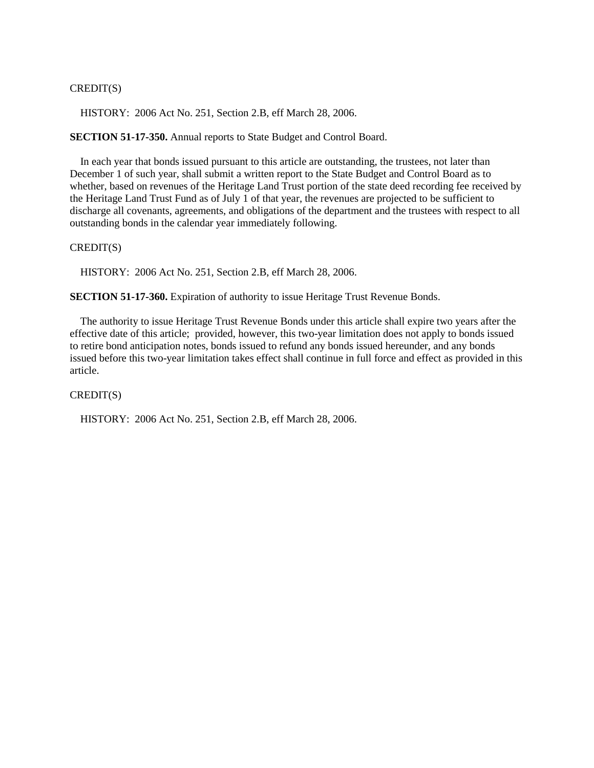CREDIT(S)

HISTORY: 2006 Act No. 251, Section 2.B, eff March 28, 2006.

**SECTION 51-17-350.** Annual reports to State Budget and Control Board.

In each year that bonds issued pursuant to this article are outstanding, the trustees, not later than December 1 of such year, shall submit a written report to the State Budget and Control Board as to whether, based on revenues of the Heritage Land Trust portion of the state deed recording fee received by the Heritage Land Trust Fund as of July 1 of that year, the revenues are projected to be sufficient to discharge all covenants, agreements, and obligations of the department and the trustees with respect to all outstanding bonds in the calendar year immediately following.

CREDIT(S)

HISTORY: 2006 Act No. 251, Section 2.B, eff March 28, 2006.

**SECTION 51-17-360.** Expiration of authority to issue Heritage Trust Revenue Bonds.

The authority to issue Heritage Trust Revenue Bonds under this article shall expire two years after the effective date of this article; provided, however, this two-year limitation does not apply to bonds issued to retire bond anticipation notes, bonds issued to refund any bonds issued hereunder, and any bonds issued before this two-year limitation takes effect shall continue in full force and effect as provided in this article.

CREDIT(S)

HISTORY: 2006 Act No. 251, Section 2.B, eff March 28, 2006.